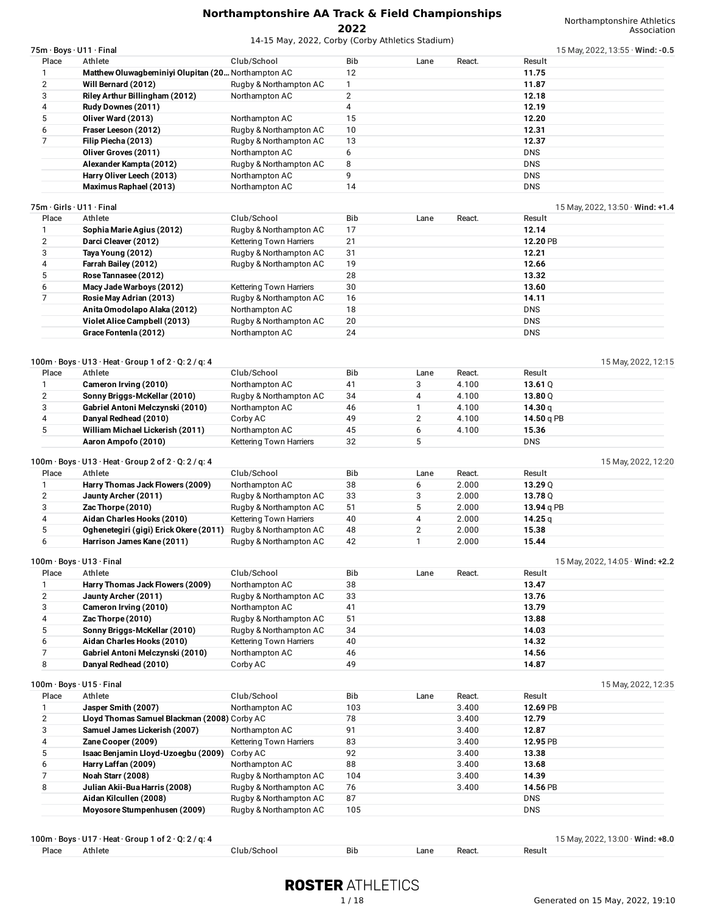# Northamptonshire AA Track & Field Championships 2022

14-15 May, 2022, Corby (Corby Athletics Stadium)

Northamptonshire Athletics Association

### 75m · Boys · U11 · Final

15 May, 2022, 13:55 · **Wind: -0.5**

| Place | Athlete | Club/School | Bib | Lane | React. | Result |
|---|---|---|---|---|---|---|
| 1 | **Matthew Oluwagbeminiyi Olupitan (20…** | Northampton AC | 12 | | | **11.75** |
| 2 | **Will Bernard (2012)** | Rugby & Northampton AC | 1 | | | **11.87** |
| 3 | **Riley Arthur Billingham (2012)** | Northampton AC | 2 | | | **12.18** |
| 4 | **Rudy Downes (2011)** | | 4 | | | **12.19** |
| 5 | **Oliver Ward (2013)** | Northampton AC | 15 | | | **12.20** |
| 6 | **Fraser Leeson (2012)** | Rugby & Northampton AC | 10 | | | **12.31** |
| 7 | **Filip Piecha (2013)** | Rugby & Northampton AC | 13 | | | **12.37** |
| | **Oliver Groves (2011)** | Northampton AC | 6 | | | DNS |
| | **Alexander Kampta (2012)** | Rugby & Northampton AC | 8 | | | DNS |
| | **Harry Oliver Leech (2013)** | Northampton AC | 9 | | | DNS |
| | **Maximus Raphael (2013)** | Northampton AC | 14 | | | DNS |

### 75m · Girls · U11 · Final

15 May, 2022, 13:50 · **Wind: +1.4**

| Place | Athlete | Club/School | Bib | Lane | React. | Result |
|---|---|---|---|---|---|---|
| 1 | **Sophia Marie Agius (2012)** | Rugby & Northampton AC | 17 | | | **12.14** |
| 2 | **Darci Cleaver (2012)** | Kettering Town Harriers | 21 | | | **12.20** PB |
| 3 | **Taya Young (2012)** | Rugby & Northampton AC | 31 | | | **12.21** |
| 4 | **Farrah Bailey (2012)** | Rugby & Northampton AC | 19 | | | **12.66** |
| 5 | **Rose Tannasee (2012)** | | 28 | | | **13.32** |
| 6 | **Macy Jade Warboys (2012)** | Kettering Town Harriers | 30 | | | **13.60** |
| 7 | **Rosie May Adrian (2013)** | Rugby & Northampton AC | 16 | | | **14.11** |
| | **Anita Omodolapo Alaka (2012)** | Northampton AC | 18 | | | DNS |
| | **Violet Alice Campbell (2013)** | Rugby & Northampton AC | 20 | | | DNS |
| | **Grace Fontenla (2012)** | Northampton AC | 24 | | | DNS |

### 100m · Boys · U13 · Heat · Group 1 of 2 · Q: 2 / q: 4

15 May, 2022, 12:15

| Place | Athlete | Club/School | Bib | Lane | React. | Result |
|---|---|---|---|---|---|---|
| 1 | **Cameron Irving (2010)** | Northampton AC | 41 | 3 | 4.100 | **13.61** Q |
| 2 | **Sonny Briggs-McKellar (2010)** | Rugby & Northampton AC | 34 | 4 | 4.100 | **13.80** Q |
| 3 | **Gabriel Antoni Melczynski (2010)** | Northampton AC | 46 | 1 | 4.100 | **14.30** q |
| 4 | **Danyal Redhead (2010)** | Corby AC | 49 | 2 | 4.100 | **14.50** q PB |
| 5 | **William Michael Lickerish (2011)** | Northampton AC | 45 | 6 | 4.100 | **15.36** |
| | **Aaron Ampofo (2010)** | Kettering Town Harriers | 32 | 5 | | DNS |

### 100m · Boys · U13 · Heat · Group 2 of 2 · Q: 2 / q: 4

15 May, 2022, 12:20

| Place | Athlete | Club/School | Bib | Lane | React. | Result |
|---|---|---|---|---|---|---|
| 1 | **Harry Thomas Jack Flowers (2009)** | Northampton AC | 38 | 6 | 2.000 | **13.29** Q |
| 2 | **Jaunty Archer (2011)** | Rugby & Northampton AC | 33 | 3 | 2.000 | **13.78** Q |
| 3 | **Zac Thorpe (2010)** | Rugby & Northampton AC | 51 | 5 | 2.000 | **13.94** q PB |
| 4 | **Aidan Charles Hooks (2010)** | Kettering Town Harriers | 40 | 4 | 2.000 | **14.25** q |
| 5 | **Oghenetegiri (gigi) Erick Okere (2011)** | Rugby & Northampton AC | 48 | 2 | 2.000 | **15.38** |
| 6 | **Harrison James Kane (2011)** | Rugby & Northampton AC | 42 | 1 | 2.000 | **15.44** |

### 100m · Boys · U13 · Final

15 May, 2022, 14:05 · **Wind: +2.2**

| Place | Athlete | Club/School | Bib | Lane | React. | Result |
|---|---|---|---|---|---|---|
| 1 | **Harry Thomas Jack Flowers (2009)** | Northampton AC | 38 | | | **13.47** |
| 2 | **Jaunty Archer (2011)** | Rugby & Northampton AC | 33 | | | **13.76** |
| 3 | **Cameron Irving (2010)** | Northampton AC | 41 | | | **13.79** |
| 4 | **Zac Thorpe (2010)** | Rugby & Northampton AC | 51 | | | **13.88** |
| 5 | **Sonny Briggs-McKellar (2010)** | Rugby & Northampton AC | 34 | | | **14.03** |
| 6 | **Aidan Charles Hooks (2010)** | Kettering Town Harriers | 40 | | | **14.32** |
| 7 | **Gabriel Antoni Melczynski (2010)** | Northampton AC | 46 | | | **14.56** |
| 8 | **Danyal Redhead (2010)** | Corby AC | 49 | | | **14.87** |

### 100m · Boys · U15 · Final

15 May, 2022, 12:35

| Place | Athlete | Club/School | Bib | Lane | React. | Result |
|---|---|---|---|---|---|---|
| 1 | **Jasper Smith (2007)** | Northampton AC | 103 | | 3.400 | **12.69** PB |
| 2 | **Lloyd Thomas Samuel Blackman (2008)** | Corby AC | 78 | | 3.400 | **12.79** |
| 3 | **Samuel James Lickerish (2007)** | Northampton AC | 91 | | 3.400 | **12.87** |
| 4 | **Zane Cooper (2009)** | Kettering Town Harriers | 83 | | 3.400 | **12.95** PB |
| 5 | **Isaac Benjamin Lloyd-Uzoegbu (2009)** | Corby AC | 92 | | 3.400 | **13.38** |
| 6 | **Harry Laffan (2009)** | Northampton AC | 88 | | 3.400 | **13.68** |
| 7 | **Noah Starr (2008)** | Rugby & Northampton AC | 104 | | 3.400 | **14.39** |
| 8 | **Julian Akii-Bua Harris (2008)** | Rugby & Northampton AC | 76 | | 3.400 | **14.56** PB |
| | **Aidan Kilcullen (2008)** | Rugby & Northampton AC | 87 | | | DNS |
| | **Moyosore Stumpenhusen (2009)** | Rugby & Northampton AC | 105 | | | DNS |

### 100m · Boys · U17 · Heat · Group 1 of 2 · Q: 2 / q: 4

15 May, 2022, 13:00 · **Wind: +8.0**

| Place | Athlete | Club/School | Bib | Lane | React. | Result |
|---|---|---|---|---|---|---|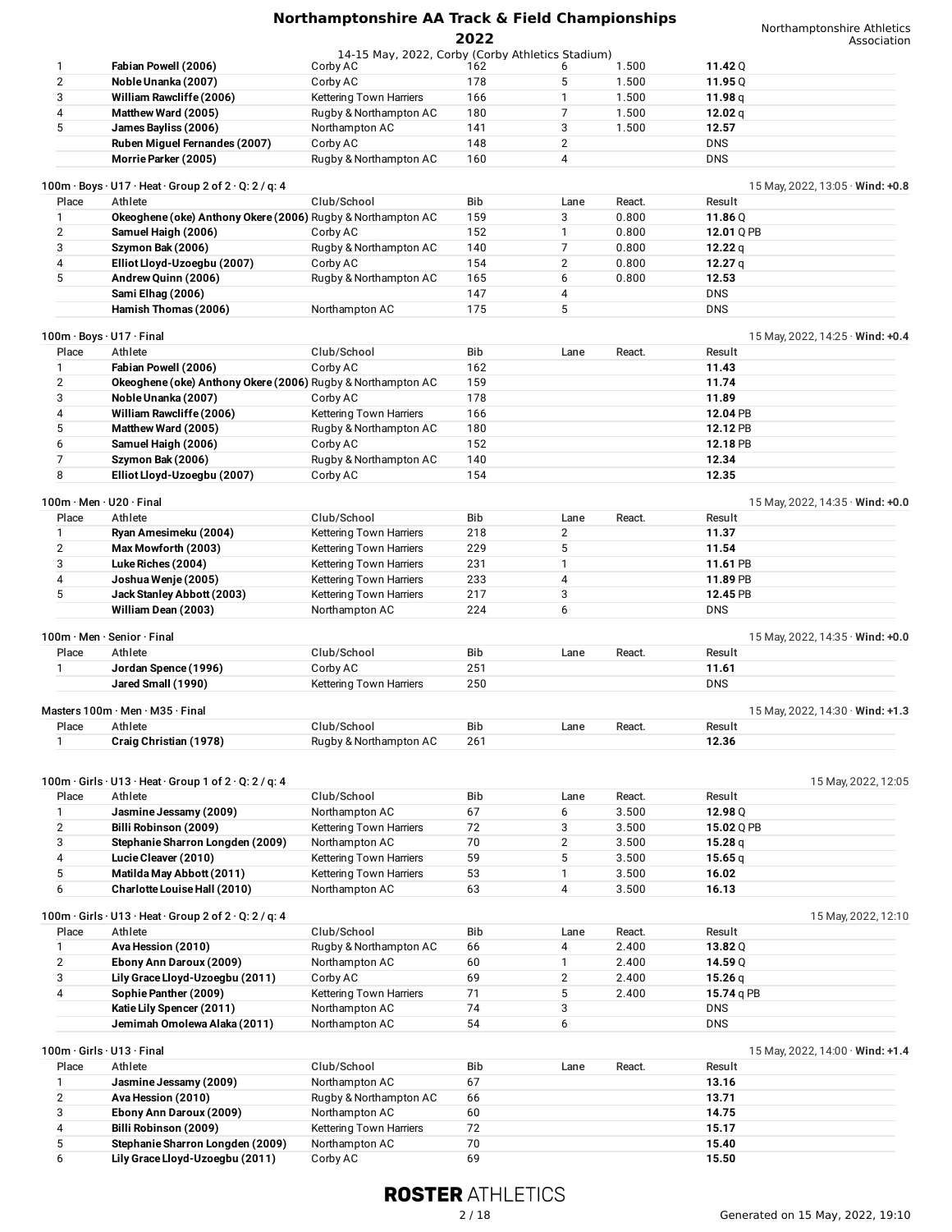| Place | Athlete | Club/School | Bib | Lane | React. | Result |
|---|---|---|---|---|---|---|
| 1 | **Fabian Powell (2006)** | Corby AC | 162 | 6 | 1.500 | **11.42** Q |
| 2 | **Noble Unanka (2007)** | Corby AC | 178 | 5 | 1.500 | **11.95** Q |
| 3 | **William Rawcliffe (2006)** | Kettering Town Harriers | 166 | 1 | 1.500 | **11.98** q |
| 4 | **Matthew Ward (2005)** | Rugby & Northampton AC | 180 | 7 | 1.500 | **12.02** q |
| 5 | **James Bayliss (2006)** | Northampton AC | 141 | 3 | 1.500 | **12.57** |
| | **Ruben Miguel Fernandes (2007)** | Corby AC | 148 | 2 | | DNS |
| | **Morrie Parker (2005)** | Rugby & Northampton AC | 160 | 4 | | DNS |

100m · Boys · U17 · Heat · Group 2 of 2 · Q: 2 / q: 4 — 15 May, 2022, 13:05 · **Wind: +0.8**

| Place | Athlete | Club/School | Bib | Lane | React. | Result |
|---|---|---|---|---|---|---|
| 1 | **Okeoghene (oke) Anthony Okere (2006)** | Rugby & Northampton AC | 159 | 3 | 0.800 | **11.86** Q |
| 2 | **Samuel Haigh (2006)** | Corby AC | 152 | 1 | 0.800 | **12.01** Q PB |
| 3 | **Szymon Bak (2006)** | Rugby & Northampton AC | 140 | 7 | 0.800 | **12.22** q |
| 4 | **Elliot Lloyd-Uzoegbu (2007)** | Corby AC | 154 | 2 | 0.800 | **12.27** q |
| 5 | **Andrew Quinn (2006)** | Rugby & Northampton AC | 165 | 6 | 0.800 | **12.53** |
| | **Sami Elhag (2006)** | | 147 | 4 | | DNS |
| | **Hamish Thomas (2006)** | Northampton AC | 175 | 5 | | DNS |

100m · Boys · U17 · Final — 15 May, 2022, 14:25 · **Wind: +0.4**

| Place | Athlete | Club/School | Bib | Lane | React. | Result |
|---|---|---|---|---|---|---|
| 1 | **Fabian Powell (2006)** | Corby AC | 162 | | | **11.43** |
| 2 | **Okeoghene (oke) Anthony Okere (2006)** | Rugby & Northampton AC | 159 | | | **11.74** |
| 3 | **Noble Unanka (2007)** | Corby AC | 178 | | | **11.89** |
| 4 | **William Rawcliffe (2006)** | Kettering Town Harriers | 166 | | | **12.04** PB |
| 5 | **Matthew Ward (2005)** | Rugby & Northampton AC | 180 | | | **12.12** PB |
| 6 | **Samuel Haigh (2006)** | Corby AC | 152 | | | **12.18** PB |
| 7 | **Szymon Bak (2006)** | Rugby & Northampton AC | 140 | | | **12.34** |
| 8 | **Elliot Lloyd-Uzoegbu (2007)** | Corby AC | 154 | | | **12.35** |

100m · Men · U20 · Final — 15 May, 2022, 14:35 · **Wind: +0.0**

| Place | Athlete | Club/School | Bib | Lane | React. | Result |
|---|---|---|---|---|---|---|
| 1 | **Ryan Amesimeku (2004)** | Kettering Town Harriers | 218 | 2 | | **11.37** |
| 2 | **Max Mowforth (2003)** | Kettering Town Harriers | 229 | 5 | | **11.54** |
| 3 | **Luke Riches (2004)** | Kettering Town Harriers | 231 | 1 | | **11.61** PB |
| 4 | **Joshua Wenje (2005)** | Kettering Town Harriers | 233 | 4 | | **11.89** PB |
| 5 | **Jack Stanley Abbott (2003)** | Kettering Town Harriers | 217 | 3 | | **12.45** PB |
| | **William Dean (2003)** | Northampton AC | 224 | 6 | | DNS |

100m · Men · Senior · Final — 15 May, 2022, 14:35 · **Wind: +0.0**

| Place | Athlete | Club/School | Bib | Lane | React. | Result |
|---|---|---|---|---|---|---|
| 1 | **Jordan Spence (1996)** | Corby AC | 251 | | | **11.61** |
| | **Jared Small (1990)** | Kettering Town Harriers | 250 | | | DNS |

Masters 100m · Men · M35 · Final — 15 May, 2022, 14:30 · **Wind: +1.3**

| Place | Athlete | Club/School | Bib | Lane | React. | Result |
|---|---|---|---|---|---|---|
| 1 | **Craig Christian (1978)** | Rugby & Northampton AC | 261 | | | **12.36** |

100m · Girls · U13 · Heat · Group 1 of 2 · Q: 2 / q: 4 — 15 May, 2022, 12:05

| Place | Athlete | Club/School | Bib | Lane | React. | Result |
|---|---|---|---|---|---|---|
| 1 | **Jasmine Jessamy (2009)** | Northampton AC | 67 | 6 | 3.500 | **12.98** Q |
| 2 | **Billi Robinson (2009)** | Kettering Town Harriers | 72 | 3 | 3.500 | **15.02** Q PB |
| 3 | **Stephanie Sharron Longden (2009)** | Northampton AC | 70 | 2 | 3.500 | **15.28** q |
| 4 | **Lucie Cleaver (2010)** | Kettering Town Harriers | 59 | 5 | 3.500 | **15.65** q |
| 5 | **Matilda May Abbott (2011)** | Kettering Town Harriers | 53 | 1 | 3.500 | **16.02** |
| 6 | **Charlotte Louise Hall (2010)** | Northampton AC | 63 | 4 | 3.500 | **16.13** |

100m · Girls · U13 · Heat · Group 2 of 2 · Q: 2 / q: 4 — 15 May, 2022, 12:10

| Place | Athlete | Club/School | Bib | Lane | React. | Result |
|---|---|---|---|---|---|---|
| 1 | **Ava Hession (2010)** | Rugby & Northampton AC | 66 | 4 | 2.400 | **13.82** Q |
| 2 | **Ebony Ann Daroux (2009)** | Northampton AC | 60 | 1 | 2.400 | **14.59** Q |
| 3 | **Lily Grace Lloyd-Uzoegbu (2011)** | Corby AC | 69 | 2 | 2.400 | **15.26** q |
| 4 | **Sophie Panther (2009)** | Kettering Town Harriers | 71 | 5 | 2.400 | **15.74** q PB |
| | **Katie Lily Spencer (2011)** | Northampton AC | 74 | 3 | | DNS |
| | **Jemimah Omolewa Alaka (2011)** | Northampton AC | 54 | 6 | | DNS |

100m · Girls · U13 · Final — 15 May, 2022, 14:00 · **Wind: +1.4**

| Place | Athlete | Club/School | Bib | Lane | React. | Result |
|---|---|---|---|---|---|---|
| 1 | **Jasmine Jessamy (2009)** | Northampton AC | 67 | | | **13.16** |
| 2 | **Ava Hession (2010)** | Rugby & Northampton AC | 66 | | | **13.71** |
| 3 | **Ebony Ann Daroux (2009)** | Northampton AC | 60 | | | **14.75** |
| 4 | **Billi Robinson (2009)** | Kettering Town Harriers | 72 | | | **15.17** |
| 5 | **Stephanie Sharron Longden (2009)** | Northampton AC | 70 | | | **15.40** |
| 6 | **Lily Grace Lloyd-Uzoegbu (2011)** | Corby AC | 69 | | | **15.50** |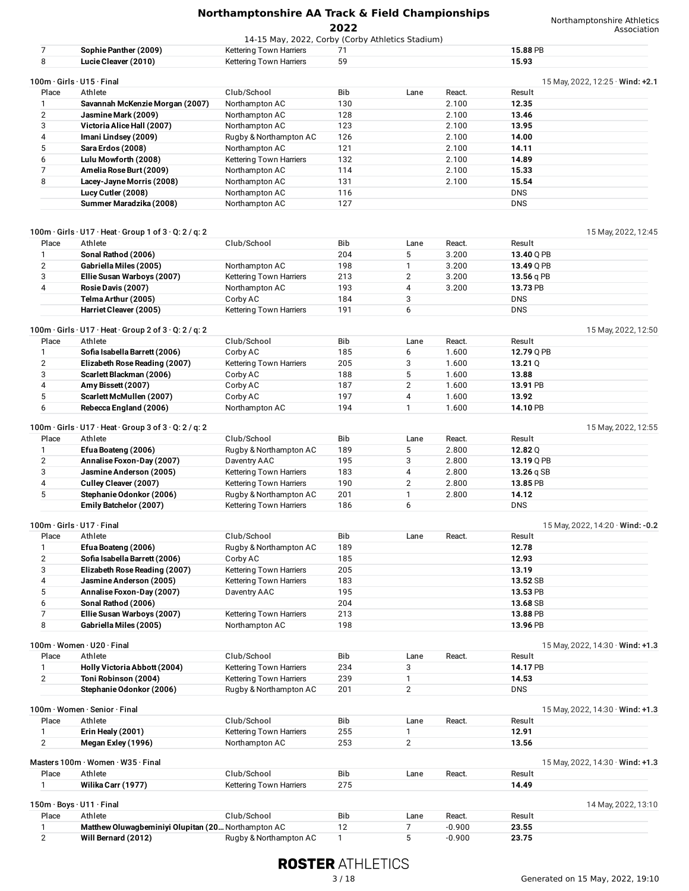| Place | Athlete | Club/School | Bib | Lane | React. | Result |
|---|---|---|---|---|---|---|
| 7 | **Sophie Panther (2009)** | Kettering Town Harriers | 71 | | | **15.88** PB |
| 8 | **Lucie Cleaver (2010)** | Kettering Town Harriers | 59 | | | **15.93** |

### 100m · Girls · U15 · Final

15 May, 2022, 12:25 · **Wind: +2.1**

| Place | Athlete | Club/School | Bib | Lane | React. | Result |
|---|---|---|---|---|---|---|
| 1 | **Savannah McKenzie Morgan (2007)** | Northampton AC | 130 | | 2.100 | **12.35** |
| 2 | **Jasmine Mark (2009)** | Northampton AC | 128 | | 2.100 | **13.46** |
| 3 | **Victoria Alice Hall (2007)** | Northampton AC | 123 | | 2.100 | **13.95** |
| 4 | **Imani Lindsey (2009)** | Rugby & Northampton AC | 126 | | 2.100 | **14.00** |
| 5 | **Sara Erdos (2008)** | Northampton AC | 121 | | 2.100 | **14.11** |
| 6 | **Lulu Mowforth (2008)** | Kettering Town Harriers | 132 | | 2.100 | **14.89** |
| 7 | **Amelia Rose Burt (2009)** | Northampton AC | 114 | | 2.100 | **15.33** |
| 8 | **Lacey-Jayne Morris (2008)** | Northampton AC | 131 | | 2.100 | **15.54** |
| | **Lucy Cutler (2008)** | Northampton AC | 116 | | | DNS |
| | **Summer Maradzika (2008)** | Northampton AC | 127 | | | DNS |

### 100m · Girls · U17 · Heat · Group 1 of 3 · Q: 2 / q: 2

15 May, 2022, 12:45

| Place | Athlete | Club/School | Bib | Lane | React. | Result |
|---|---|---|---|---|---|---|
| 1 | **Sonal Rathod (2006)** | | 204 | 5 | 3.200 | **13.40** Q PB |
| 2 | **Gabriella Miles (2005)** | Northampton AC | 198 | 1 | 3.200 | **13.49** Q PB |
| 3 | **Ellie Susan Warboys (2007)** | Kettering Town Harriers | 213 | 2 | 3.200 | **13.56** q PB |
| 4 | **Rosie Davis (2007)** | Northampton AC | 193 | 4 | 3.200 | **13.73** PB |
| | **Telma Arthur (2005)** | Corby AC | 184 | 3 | | DNS |
| | **Harriet Cleaver (2005)** | Kettering Town Harriers | 191 | 6 | | DNS |

### 100m · Girls · U17 · Heat · Group 2 of 3 · Q: 2 / q: 2

15 May, 2022, 12:50

| Place | Athlete | Club/School | Bib | Lane | React. | Result |
|---|---|---|---|---|---|---|
| 1 | **Sofia Isabella Barrett (2006)** | Corby AC | 185 | 6 | 1.600 | **12.79** Q PB |
| 2 | **Elizabeth Rose Reading (2007)** | Kettering Town Harriers | 205 | 3 | 1.600 | **13.21** Q |
| 3 | **Scarlett Blackman (2006)** | Corby AC | 188 | 5 | 1.600 | **13.88** |
| 4 | **Amy Bissett (2007)** | Corby AC | 187 | 2 | 1.600 | **13.91** PB |
| 5 | **Scarlett McMullen (2007)** | Corby AC | 197 | 4 | 1.600 | **13.92** |
| 6 | **Rebecca England (2006)** | Northampton AC | 194 | 1 | 1.600 | **14.10** PB |

### 100m · Girls · U17 · Heat · Group 3 of 3 · Q: 2 / q: 2

15 May, 2022, 12:55

| Place | Athlete | Club/School | Bib | Lane | React. | Result |
|---|---|---|---|---|---|---|
| 1 | **Efua Boateng (2006)** | Rugby & Northampton AC | 189 | 5 | 2.800 | **12.82** Q |
| 2 | **Annalise Foxon-Day (2007)** | Daventry AAC | 195 | 3 | 2.800 | **13.19** Q PB |
| 3 | **Jasmine Anderson (2005)** | Kettering Town Harriers | 183 | 4 | 2.800 | **13.26** q SB |
| 4 | **Culley Cleaver (2007)** | Kettering Town Harriers | 190 | 2 | 2.800 | **13.85** PB |
| 5 | **Stephanie Odonkor (2006)** | Rugby & Northampton AC | 201 | 1 | 2.800 | **14.12** |
| | **Emily Batchelor (2007)** | Kettering Town Harriers | 186 | 6 | | DNS |

### 100m · Girls · U17 · Final

15 May, 2022, 14:20 · **Wind: -0.2**

| Place | Athlete | Club/School | Bib | Lane | React. | Result |
|---|---|---|---|---|---|---|
| 1 | **Efua Boateng (2006)** | Rugby & Northampton AC | 189 | | | **12.78** |
| 2 | **Sofia Isabella Barrett (2006)** | Corby AC | 185 | | | **12.93** |
| 3 | **Elizabeth Rose Reading (2007)** | Kettering Town Harriers | 205 | | | **13.19** |
| 4 | **Jasmine Anderson (2005)** | Kettering Town Harriers | 183 | | | **13.52** SB |
| 5 | **Annalise Foxon-Day (2007)** | Daventry AAC | 195 | | | **13.53** PB |
| 6 | **Sonal Rathod (2006)** | | 204 | | | **13.68** SB |
| 7 | **Ellie Susan Warboys (2007)** | Kettering Town Harriers | 213 | | | **13.88** PB |
| 8 | **Gabriella Miles (2005)** | Northampton AC | 198 | | | **13.96** PB |

### 100m · Women · U20 · Final

15 May, 2022, 14:30 · **Wind: +1.3**

| Place | Athlete | Club/School | Bib | Lane | React. | Result |
|---|---|---|---|---|---|---|
| 1 | **Holly Victoria Abbott (2004)** | Kettering Town Harriers | 234 | 3 | | **14.17** PB |
| 2 | **Toni Robinson (2004)** | Kettering Town Harriers | 239 | 1 | | **14.53** |
| | **Stephanie Odonkor (2006)** | Rugby & Northampton AC | 201 | 2 | | DNS |

### 100m · Women · Senior · Final

15 May, 2022, 14:30 · **Wind: +1.3**

| Place | Athlete | Club/School | Bib | Lane | React. | Result |
|---|---|---|---|---|---|---|
| 1 | **Erin Healy (2001)** | Kettering Town Harriers | 255 | 1 | | **12.91** |
| 2 | **Megan Exley (1996)** | Northampton AC | 253 | 2 | | **13.56** |

### Masters 100m · Women · W35 · Final

15 May, 2022, 14:30 · **Wind: +1.3**

| Place | Athlete | Club/School | Bib | Lane | React. | Result |
|---|---|---|---|---|---|---|
| 1 | **Wilika Carr (1977)** | Kettering Town Harriers | 275 | | | **14.49** |

### 150m · Boys · U11 · Final

14 May, 2022, 13:10

| Place | Athlete | Club/School | Bib | Lane | React. | Result |
|---|---|---|---|---|---|---|
| 1 | **Matthew Oluwagbeminiyi Olupitan (20...** | Northampton AC | 12 | 7 | -0.900 | **23.55** |
| 2 | **Will Bernard (2012)** | Rugby & Northampton AC | 1 | 5 | -0.900 | **23.75** |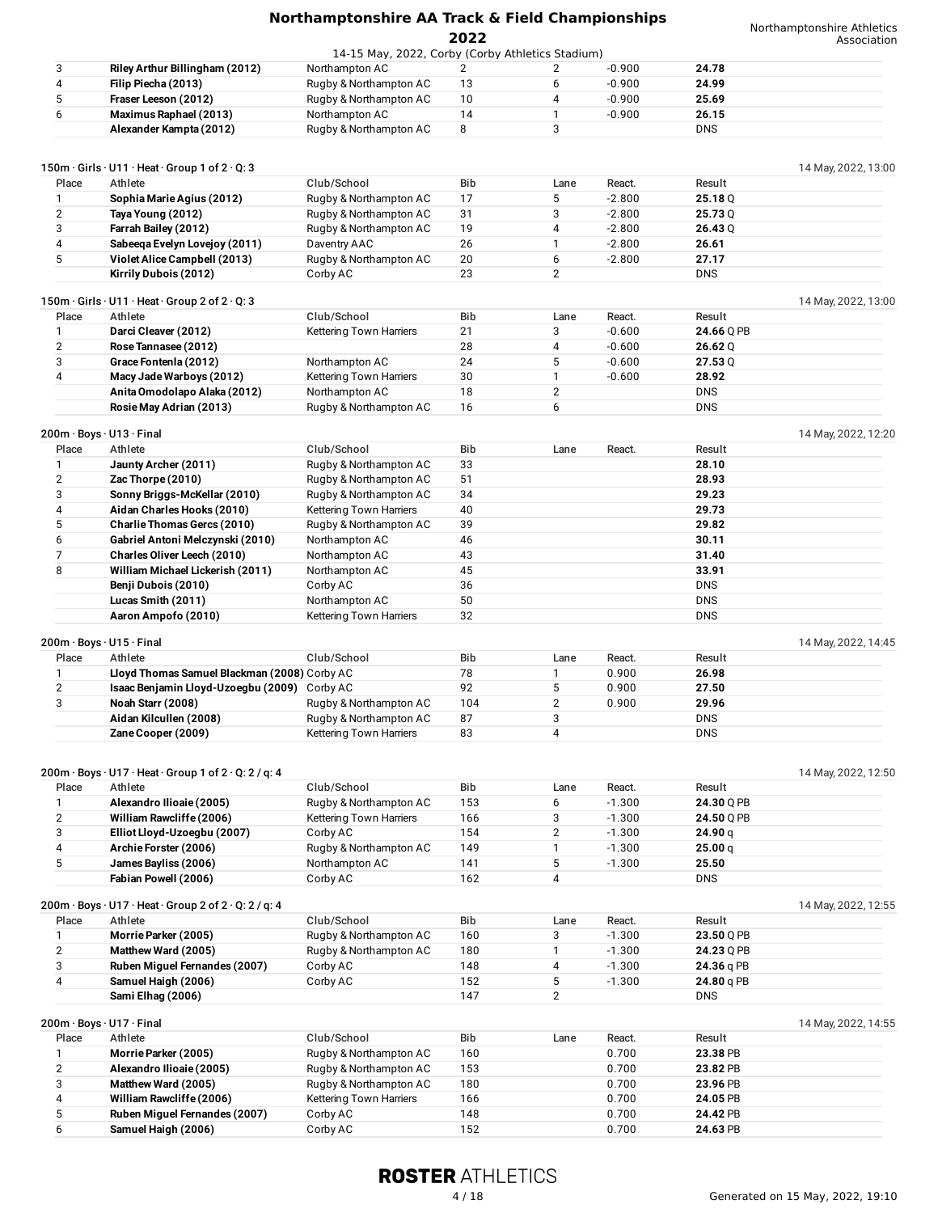| Place | Athlete | Club/School | Bib | Lane | React. | Result |
|---|---|---|---|---|---|---|
| 3 | **Riley Arthur Billingham (2012)** | Northampton AC | 2 | 2 | -0.900 | **24.78** |
| 4 | **Filip Piecha (2013)** | Rugby & Northampton AC | 13 | 6 | -0.900 | **24.99** |
| 5 | **Fraser Leeson (2012)** | Rugby & Northampton AC | 10 | 4 | -0.900 | **25.69** |
| 6 | **Maximus Raphael (2013)** | Northampton AC | 14 | 1 | -0.900 | **26.15** |
| | **Alexander Kampta (2012)** | Rugby & Northampton AC | 8 | 3 | | DNS |

### 150m · Girls · U11 · Heat · Group 1 of 2 · Q: 3

14 May, 2022, 13:00

| Place | Athlete | Club/School | Bib | Lane | React. | Result |
|---|---|---|---|---|---|---|
| 1 | **Sophia Marie Agius (2012)** | Rugby & Northampton AC | 17 | 5 | -2.800 | **25.18** Q |
| 2 | **Taya Young (2012)** | Rugby & Northampton AC | 31 | 3 | -2.800 | **25.73** Q |
| 3 | **Farrah Bailey (2012)** | Rugby & Northampton AC | 19 | 4 | -2.800 | **26.43** Q |
| 4 | **Sabeeqa Evelyn Lovejoy (2011)** | Daventry AAC | 26 | 1 | -2.800 | **26.61** |
| 5 | **Violet Alice Campbell (2013)** | Rugby & Northampton AC | 20 | 6 | -2.800 | **27.17** |
| | **Kirrily Dubois (2012)** | Corby AC | 23 | 2 | | DNS |

### 150m · Girls · U11 · Heat · Group 2 of 2 · Q: 3

14 May, 2022, 13:00

| Place | Athlete | Club/School | Bib | Lane | React. | Result |
|---|---|---|---|---|---|---|
| 1 | **Darci Cleaver (2012)** | Kettering Town Harriers | 21 | 3 | -0.600 | **24.66** Q PB |
| 2 | **Rose Tannasee (2012)** | | 28 | 4 | -0.600 | **26.62** Q |
| 3 | **Grace Fontenla (2012)** | Northampton AC | 24 | 5 | -0.600 | **27.53** Q |
| 4 | **Macy Jade Warboys (2012)** | Kettering Town Harriers | 30 | 1 | -0.600 | **28.92** |
| | **Anita Omodolapo Alaka (2012)** | Northampton AC | 18 | 2 | | DNS |
| | **Rosie May Adrian (2013)** | Rugby & Northampton AC | 16 | 6 | | DNS |

### 200m · Boys · U13 · Final

14 May, 2022, 12:20

| Place | Athlete | Club/School | Bib | Lane | React. | Result |
|---|---|---|---|---|---|---|
| 1 | **Jaunty Archer (2011)** | Rugby & Northampton AC | 33 | | | **28.10** |
| 2 | **Zac Thorpe (2010)** | Rugby & Northampton AC | 51 | | | **28.93** |
| 3 | **Sonny Briggs-McKellar (2010)** | Rugby & Northampton AC | 34 | | | **29.23** |
| 4 | **Aidan Charles Hooks (2010)** | Kettering Town Harriers | 40 | | | **29.73** |
| 5 | **Charlie Thomas Gercs (2010)** | Rugby & Northampton AC | 39 | | | **29.82** |
| 6 | **Gabriel Antoni Melczynski (2010)** | Northampton AC | 46 | | | **30.11** |
| 7 | **Charles Oliver Leech (2010)** | Northampton AC | 43 | | | **31.40** |
| 8 | **William Michael Lickerish (2011)** | Northampton AC | 45 | | | **33.91** |
| | **Benji Dubois (2010)** | Corby AC | 36 | | | DNS |
| | **Lucas Smith (2011)** | Northampton AC | 50 | | | DNS |
| | **Aaron Ampofo (2010)** | Kettering Town Harriers | 32 | | | DNS |

### 200m · Boys · U15 · Final

14 May, 2022, 14:45

| Place | Athlete | Club/School | Bib | Lane | React. | Result |
|---|---|---|---|---|---|---|
| 1 | **Lloyd Thomas Samuel Blackman (2008)** | Corby AC | 78 | 1 | 0.900 | **26.98** |
| 2 | **Isaac Benjamin Lloyd-Uzoegbu (2009)** | Corby AC | 92 | 5 | 0.900 | **27.50** |
| 3 | **Noah Starr (2008)** | Rugby & Northampton AC | 104 | 2 | 0.900 | **29.96** |
| | **Aidan Kilcullen (2008)** | Rugby & Northampton AC | 87 | 3 | | DNS |
| | **Zane Cooper (2009)** | Kettering Town Harriers | 83 | 4 | | DNS |

### 200m · Boys · U17 · Heat · Group 1 of 2 · Q: 2 / q: 4

14 May, 2022, 12:50

| Place | Athlete | Club/School | Bib | Lane | React. | Result |
|---|---|---|---|---|---|---|
| 1 | **Alexandro Ilioaie (2005)** | Rugby & Northampton AC | 153 | 6 | -1.300 | **24.30** Q PB |
| 2 | **William Rawcliffe (2006)** | Kettering Town Harriers | 166 | 3 | -1.300 | **24.50** Q PB |
| 3 | **Elliot Lloyd-Uzoegbu (2007)** | Corby AC | 154 | 2 | -1.300 | **24.90** q |
| 4 | **Archie Forster (2006)** | Rugby & Northampton AC | 149 | 1 | -1.300 | **25.00** q |
| 5 | **James Bayliss (2006)** | Northampton AC | 141 | 5 | -1.300 | **25.50** |
| | **Fabian Powell (2006)** | Corby AC | 162 | 4 | | DNS |

### 200m · Boys · U17 · Heat · Group 2 of 2 · Q: 2 / q: 4

14 May, 2022, 12:55

| Place | Athlete | Club/School | Bib | Lane | React. | Result |
|---|---|---|---|---|---|---|
| 1 | **Morrie Parker (2005)** | Rugby & Northampton AC | 160 | 3 | -1.300 | **23.50** Q PB |
| 2 | **Matthew Ward (2005)** | Rugby & Northampton AC | 180 | 1 | -1.300 | **24.23** Q PB |
| 3 | **Ruben Miguel Fernandes (2007)** | Corby AC | 148 | 4 | -1.300 | **24.36** q PB |
| 4 | **Samuel Haigh (2006)** | Corby AC | 152 | 5 | -1.300 | **24.80** q PB |
| | **Sami Elhag (2006)** | | 147 | 2 | | DNS |

### 200m · Boys · U17 · Final

14 May, 2022, 14:55

| Place | Athlete | Club/School | Bib | Lane | React. | Result |
|---|---|---|---|---|---|---|
| 1 | **Morrie Parker (2005)** | Rugby & Northampton AC | 160 | | 0.700 | **23.38** PB |
| 2 | **Alexandro Ilioaie (2005)** | Rugby & Northampton AC | 153 | | 0.700 | **23.82** PB |
| 3 | **Matthew Ward (2005)** | Rugby & Northampton AC | 180 | | 0.700 | **23.96** PB |
| 4 | **William Rawcliffe (2006)** | Kettering Town Harriers | 166 | | 0.700 | **24.05** PB |
| 5 | **Ruben Miguel Fernandes (2007)** | Corby AC | 148 | | 0.700 | **24.42** PB |
| 6 | **Samuel Haigh (2006)** | Corby AC | 152 | | 0.700 | **24.63** PB |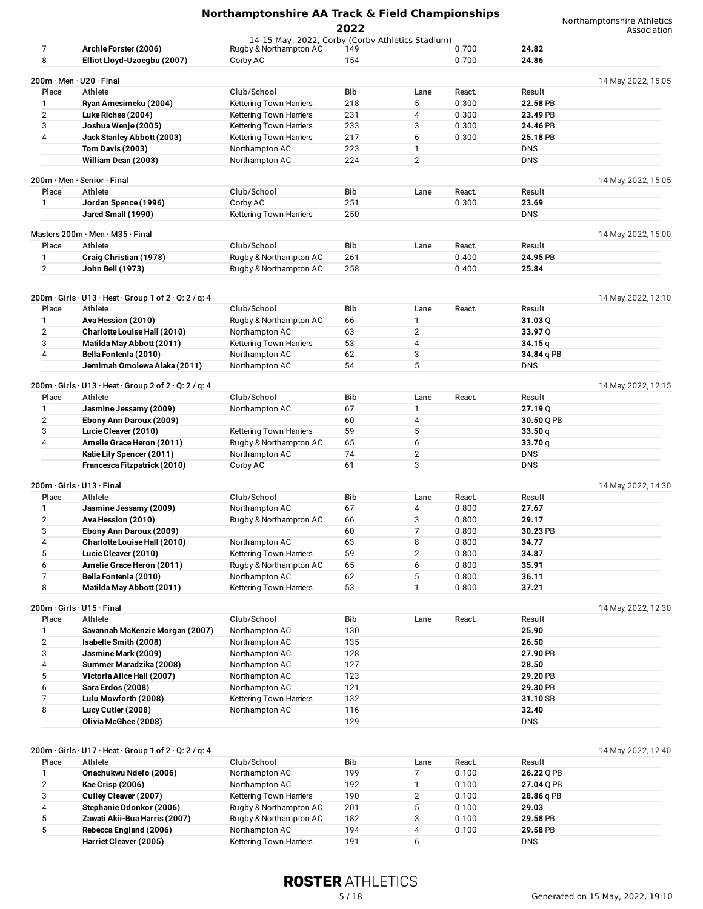| Place | Athlete | Club/School | Bib | Lane | React. | Result |
|---|---|---|---|---|---|---|
| 7 | **Archie Forster (2006)** | Rugby & Northampton AC | 149 | | 0.700 | **24.82** |
| 8 | **Elliot Lloyd-Uzoegbu (2007)** | Corby AC | 154 | | 0.700 | **24.86** |

### 200m · Men · U20 · Final

14 May, 2022, 15:05

| Place | Athlete | Club/School | Bib | Lane | React. | Result |
|---|---|---|---|---|---|---|
| 1 | **Ryan Amesimeku (2004)** | Kettering Town Harriers | 218 | 5 | 0.300 | **22.58** PB |
| 2 | **Luke Riches (2004)** | Kettering Town Harriers | 231 | 4 | 0.300 | **23.49** PB |
| 3 | **Joshua Wenje (2005)** | Kettering Town Harriers | 233 | 3 | 0.300 | **24.46** PB |
| 4 | **Jack Stanley Abbott (2003)** | Kettering Town Harriers | 217 | 6 | 0.300 | **25.18** PB |
| | **Tom Davis (2003)** | Northampton AC | 223 | 1 | | DNS |
| | **William Dean (2003)** | Northampton AC | 224 | 2 | | DNS |

### 200m · Men · Senior · Final

14 May, 2022, 15:05

| Place | Athlete | Club/School | Bib | Lane | React. | Result |
|---|---|---|---|---|---|---|
| 1 | **Jordan Spence (1996)** | Corby AC | 251 | | 0.300 | **23.69** |
| | **Jared Small (1990)** | Kettering Town Harriers | 250 | | | DNS |

### Masters 200m · Men · M35 · Final

14 May, 2022, 15:00

| Place | Athlete | Club/School | Bib | Lane | React. | Result |
|---|---|---|---|---|---|---|
| 1 | **Craig Christian (1978)** | Rugby & Northampton AC | 261 | | 0.400 | **24.95** PB |
| 2 | **John Bell (1973)** | Rugby & Northampton AC | 258 | | 0.400 | **25.84** |

### 200m · Girls · U13 · Heat · Group 1 of 2 · Q: 2 / q: 4

14 May, 2022, 12:10

| Place | Athlete | Club/School | Bib | Lane | React. | Result |
|---|---|---|---|---|---|---|
| 1 | **Ava Hession (2010)** | Rugby & Northampton AC | 66 | 1 | | **31.03** Q |
| 2 | **Charlotte Louise Hall (2010)** | Northampton AC | 63 | 2 | | **33.97** Q |
| 3 | **Matilda May Abbott (2011)** | Kettering Town Harriers | 53 | 4 | | **34.15** q |
| 4 | **Bella Fontenla (2010)** | Northampton AC | 62 | 3 | | **34.84** q PB |
| | **Jemimah Omolewa Alaka (2011)** | Northampton AC | 54 | 5 | | DNS |

### 200m · Girls · U13 · Heat · Group 2 of 2 · Q: 2 / q: 4

14 May, 2022, 12:15

| Place | Athlete | Club/School | Bib | Lane | React. | Result |
|---|---|---|---|---|---|---|
| 1 | **Jasmine Jessamy (2009)** | Northampton AC | 67 | 1 | | **27.19** Q |
| 2 | **Ebony Ann Daroux (2009)** | | 60 | 4 | | **30.50** Q PB |
| 3 | **Lucie Cleaver (2010)** | Kettering Town Harriers | 59 | 5 | | **33.50** q |
| 4 | **Amelie Grace Heron (2011)** | Rugby & Northampton AC | 65 | 6 | | **33.70** q |
| | **Katie Lily Spencer (2011)** | Northampton AC | 74 | 2 | | DNS |
| | **Francesca Fitzpatrick (2010)** | Corby AC | 61 | 3 | | DNS |

### 200m · Girls · U13 · Final

14 May, 2022, 14:30

| Place | Athlete | Club/School | Bib | Lane | React. | Result |
|---|---|---|---|---|---|---|
| 1 | **Jasmine Jessamy (2009)** | Northampton AC | 67 | 4 | 0.800 | **27.67** |
| 2 | **Ava Hession (2010)** | Rugby & Northampton AC | 66 | 3 | 0.800 | **29.17** |
| 3 | **Ebony Ann Daroux (2009)** | | 60 | 7 | 0.800 | **30.23** PB |
| 4 | **Charlotte Louise Hall (2010)** | Northampton AC | 63 | 8 | 0.800 | **34.77** |
| 5 | **Lucie Cleaver (2010)** | Kettering Town Harriers | 59 | 2 | 0.800 | **34.87** |
| 6 | **Amelie Grace Heron (2011)** | Rugby & Northampton AC | 65 | 6 | 0.800 | **35.91** |
| 7 | **Bella Fontenla (2010)** | Northampton AC | 62 | 5 | 0.800 | **36.11** |
| 8 | **Matilda May Abbott (2011)** | Kettering Town Harriers | 53 | 1 | 0.800 | **37.21** |

### 200m · Girls · U15 · Final

14 May, 2022, 12:30

| Place | Athlete | Club/School | Bib | Lane | React. | Result |
|---|---|---|---|---|---|---|
| 1 | **Savannah McKenzie Morgan (2007)** | Northampton AC | 130 | | | **25.90** |
| 2 | **Isabelle Smith (2008)** | Northampton AC | 135 | | | **26.50** |
| 3 | **Jasmine Mark (2009)** | Northampton AC | 128 | | | **27.90** PB |
| 4 | **Summer Maradzika (2008)** | Northampton AC | 127 | | | **28.50** |
| 5 | **Victoria Alice Hall (2007)** | Northampton AC | 123 | | | **29.20** PB |
| 6 | **Sara Erdos (2008)** | Northampton AC | 121 | | | **29.30** PB |
| 7 | **Lulu Mowforth (2008)** | Kettering Town Harriers | 132 | | | **31.10** SB |
| 8 | **Lucy Cutler (2008)** | Northampton AC | 116 | | | **32.40** |
| | **Olivia McGhee (2008)** | | 129 | | | DNS |

### 200m · Girls · U17 · Heat · Group 1 of 2 · Q: 2 / q: 4

14 May, 2022, 12:40

| Place | Athlete | Club/School | Bib | Lane | React. | Result |
|---|---|---|---|---|---|---|
| 1 | **Onachukwu Ndefo (2006)** | Northampton AC | 199 | 7 | 0.100 | **26.22** Q PB |
| 2 | **Kae Crisp (2006)** | Northampton AC | 192 | 1 | 0.100 | **27.04** Q PB |
| 3 | **Culley Cleaver (2007)** | Kettering Town Harriers | 190 | 2 | 0.100 | **28.86** q PB |
| 4 | **Stephanie Odonkor (2006)** | Rugby & Northampton AC | 201 | 5 | 0.100 | **29.03** |
| 5 | **Zawati Akii-Bua Harris (2007)** | Rugby & Northampton AC | 182 | 3 | 0.100 | **29.58** PB |
| 5 | **Rebecca England (2006)** | Northampton AC | 194 | 4 | 0.100 | **29.58** PB |
| | **Harriet Cleaver (2005)** | Kettering Town Harriers | 191 | 6 | | DNS |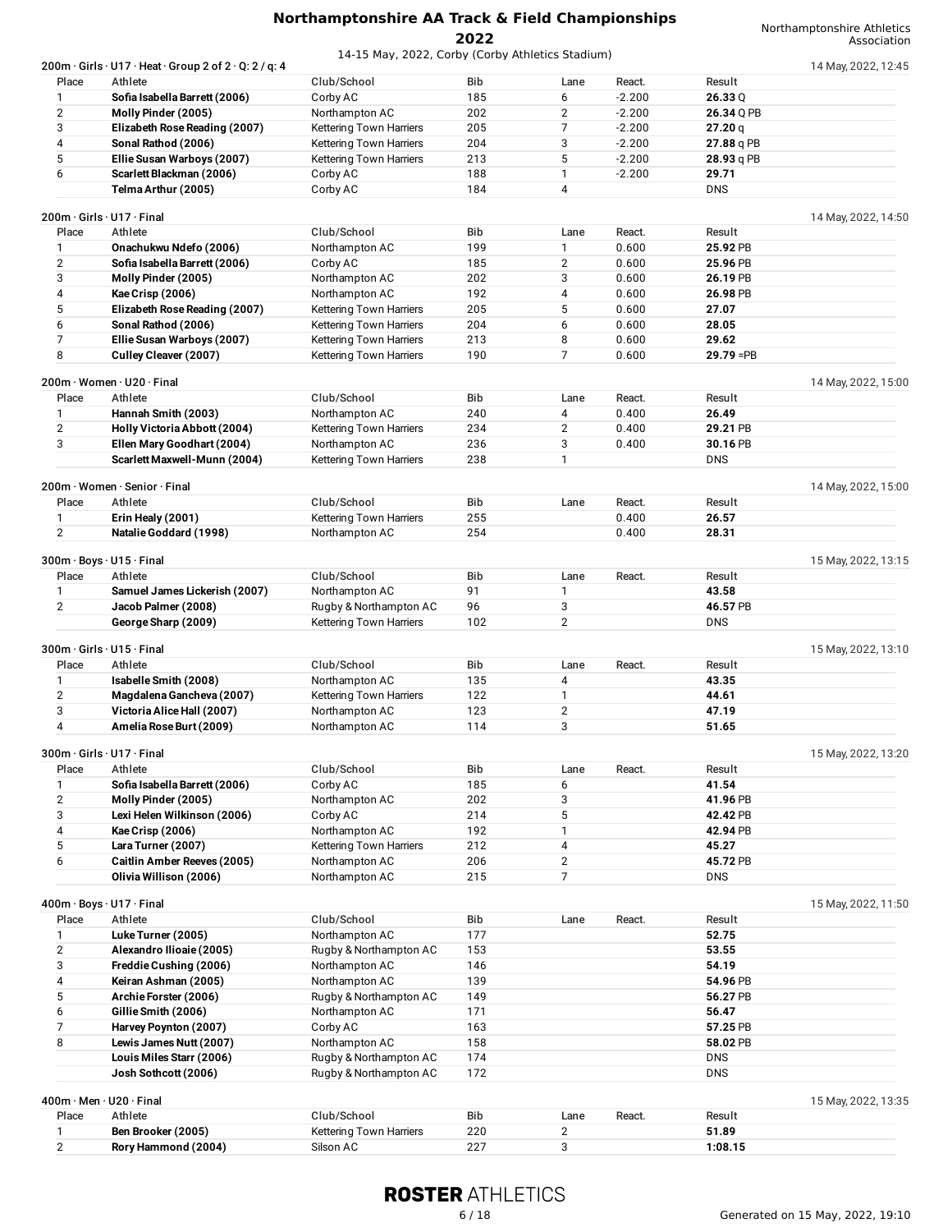# Northamptonshire AA Track & Field Championships 2022

14-15 May, 2022, Corby (Corby Athletics Stadium)

Northamptonshire Athletics Association

### 200m · Girls · U17 · Heat · Group 2 of 2 · Q: 2 / q: 4

14 May, 2022, 12:45

| Place | Athlete | Club/School | Bib | Lane | React. | Result |
|---|---|---|---|---|---|---|
| 1 | **Sofia Isabella Barrett (2006)** | Corby AC | 185 | 6 | -2.200 | **26.33** Q |
| 2 | **Molly Pinder (2005)** | Northampton AC | 202 | 2 | -2.200 | **26.34** Q PB |
| 3 | **Elizabeth Rose Reading (2007)** | Kettering Town Harriers | 205 | 7 | -2.200 | **27.20** q |
| 4 | **Sonal Rathod (2006)** | Kettering Town Harriers | 204 | 3 | -2.200 | **27.88** q PB |
| 5 | **Ellie Susan Warboys (2007)** | Kettering Town Harriers | 213 | 5 | -2.200 | **28.93** q PB |
| 6 | **Scarlett Blackman (2006)** | Corby AC | 188 | 1 | -2.200 | **29.71** |
| | **Telma Arthur (2005)** | Corby AC | 184 | 4 | | DNS |

### 200m · Girls · U17 · Final

14 May, 2022, 14:50

| Place | Athlete | Club/School | Bib | Lane | React. | Result |
|---|---|---|---|---|---|---|
| 1 | **Onachukwu Ndefo (2006)** | Northampton AC | 199 | 1 | 0.600 | **25.92** PB |
| 2 | **Sofia Isabella Barrett (2006)** | Corby AC | 185 | 2 | 0.600 | **25.96** PB |
| 3 | **Molly Pinder (2005)** | Northampton AC | 202 | 3 | 0.600 | **26.19** PB |
| 4 | **Kae Crisp (2006)** | Northampton AC | 192 | 4 | 0.600 | **26.98** PB |
| 5 | **Elizabeth Rose Reading (2007)** | Kettering Town Harriers | 205 | 5 | 0.600 | **27.07** |
| 6 | **Sonal Rathod (2006)** | Kettering Town Harriers | 204 | 6 | 0.600 | **28.05** |
| 7 | **Ellie Susan Warboys (2007)** | Kettering Town Harriers | 213 | 8 | 0.600 | **29.62** |
| 8 | **Culley Cleaver (2007)** | Kettering Town Harriers | 190 | 7 | 0.600 | **29.79** =PB |

### 200m · Women · U20 · Final

14 May, 2022, 15:00

| Place | Athlete | Club/School | Bib | Lane | React. | Result |
|---|---|---|---|---|---|---|
| 1 | **Hannah Smith (2003)** | Northampton AC | 240 | 4 | 0.400 | **26.49** |
| 2 | **Holly Victoria Abbott (2004)** | Kettering Town Harriers | 234 | 2 | 0.400 | **29.21** PB |
| 3 | **Ellen Mary Goodhart (2004)** | Northampton AC | 236 | 3 | 0.400 | **30.16** PB |
| | **Scarlett Maxwell-Munn (2004)** | Kettering Town Harriers | 238 | 1 | | DNS |

### 200m · Women · Senior · Final

14 May, 2022, 15:00

| Place | Athlete | Club/School | Bib | Lane | React. | Result |
|---|---|---|---|---|---|---|
| 1 | **Erin Healy (2001)** | Kettering Town Harriers | 255 | | 0.400 | **26.57** |
| 2 | **Natalie Goddard (1998)** | Northampton AC | 254 | | 0.400 | **28.31** |

### 300m · Boys · U15 · Final

15 May, 2022, 13:15

| Place | Athlete | Club/School | Bib | Lane | React. | Result |
|---|---|---|---|---|---|---|
| 1 | **Samuel James Lickerish (2007)** | Northampton AC | 91 | 1 | | **43.58** |
| 2 | **Jacob Palmer (2008)** | Rugby & Northampton AC | 96 | 3 | | **46.57** PB |
| | **George Sharp (2009)** | Kettering Town Harriers | 102 | 2 | | DNS |

### 300m · Girls · U15 · Final

15 May, 2022, 13:10

| Place | Athlete | Club/School | Bib | Lane | React. | Result |
|---|---|---|---|---|---|---|
| 1 | **Isabelle Smith (2008)** | Northampton AC | 135 | 4 | | **43.35** |
| 2 | **Magdalena Gancheva (2007)** | Kettering Town Harriers | 122 | 1 | | **44.61** |
| 3 | **Victoria Alice Hall (2007)** | Northampton AC | 123 | 2 | | **47.19** |
| 4 | **Amelia Rose Burt (2009)** | Northampton AC | 114 | 3 | | **51.65** |

### 300m · Girls · U17 · Final

15 May, 2022, 13:20

| Place | Athlete | Club/School | Bib | Lane | React. | Result |
|---|---|---|---|---|---|---|
| 1 | **Sofia Isabella Barrett (2006)** | Corby AC | 185 | 6 | | **41.54** |
| 2 | **Molly Pinder (2005)** | Northampton AC | 202 | 3 | | **41.96** PB |
| 3 | **Lexi Helen Wilkinson (2006)** | Corby AC | 214 | 5 | | **42.42** PB |
| 4 | **Kae Crisp (2006)** | Northampton AC | 192 | 1 | | **42.94** PB |
| 5 | **Lara Turner (2007)** | Kettering Town Harriers | 212 | 4 | | **45.27** |
| 6 | **Caitlin Amber Reeves (2005)** | Northampton AC | 206 | 2 | | **45.72** PB |
| | **Olivia Willison (2006)** | Northampton AC | 215 | 7 | | DNS |

### 400m · Boys · U17 · Final

15 May, 2022, 11:50

| Place | Athlete | Club/School | Bib | Lane | React. | Result |
|---|---|---|---|---|---|---|
| 1 | **Luke Turner (2005)** | Northampton AC | 177 | | | **52.75** |
| 2 | **Alexandro Ilioaie (2005)** | Rugby & Northampton AC | 153 | | | **53.55** |
| 3 | **Freddie Cushing (2006)** | Northampton AC | 146 | | | **54.19** |
| 4 | **Keiran Ashman (2005)** | Northampton AC | 139 | | | **54.96** PB |
| 5 | **Archie Forster (2006)** | Rugby & Northampton AC | 149 | | | **56.27** PB |
| 6 | **Gillie Smith (2006)** | Northampton AC | 171 | | | **56.47** |
| 7 | **Harvey Poynton (2007)** | Corby AC | 163 | | | **57.25** PB |
| 8 | **Lewis James Nutt (2007)** | Northampton AC | 158 | | | **58.02** PB |
| | **Louis Miles Starr (2006)** | Rugby & Northampton AC | 174 | | | DNS |
| | **Josh Sothcott (2006)** | Rugby & Northampton AC | 172 | | | DNS |

### 400m · Men · U20 · Final

15 May, 2022, 13:35

| Place | Athlete | Club/School | Bib | Lane | React. | Result |
|---|---|---|---|---|---|---|
| 1 | **Ben Brooker (2005)** | Kettering Town Harriers | 220 | 2 | | **51.89** |
| 2 | **Rory Hammond (2004)** | Silson AC | 227 | 3 | | **1:08.15** |

ROSTER ATHLETICS

Generated on 15 May, 2022, 19:10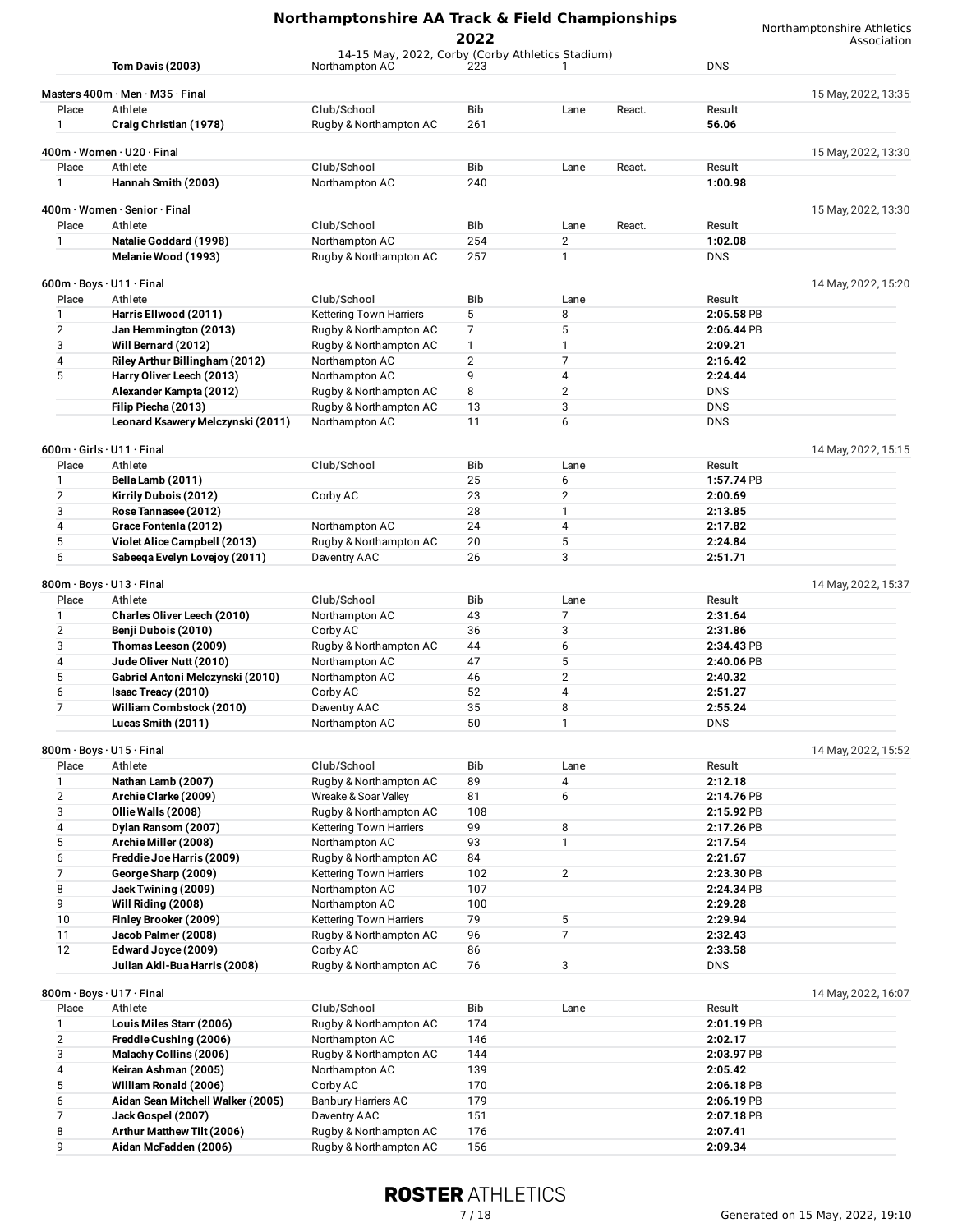| | Tom Davis (2003) | Northampton AC | 223 | 1 | | DNS |
|---|---|---|---|---|---|---|

### Masters 400m · Men · M35 · Final

15 May, 2022, 13:35

| Place | Athlete | Club/School | Bib | Lane | React. | Result |
|---|---|---|---|---|---|---|
| 1 | **Craig Christian (1978)** | Rugby & Northampton AC | 261 | | | **56.06** |

### 400m · Women · U20 · Final

15 May, 2022, 13:30

| Place | Athlete | Club/School | Bib | Lane | React. | Result |
|---|---|---|---|---|---|---|
| 1 | **Hannah Smith (2003)** | Northampton AC | 240 | | | **1:00.98** |

### 400m · Women · Senior · Final

15 May, 2022, 13:30

| Place | Athlete | Club/School | Bib | Lane | React. | Result |
|---|---|---|---|---|---|---|
| 1 | **Natalie Goddard (1998)** | Northampton AC | 254 | 2 | | **1:02.08** |
| | **Melanie Wood (1993)** | Rugby & Northampton AC | 257 | 1 | | DNS |

### 600m · Boys · U11 · Final

14 May, 2022, 15:20

| Place | Athlete | Club/School | Bib | Lane | Result |
|---|---|---|---|---|---|
| 1 | **Harris Ellwood (2011)** | Kettering Town Harriers | 5 | 8 | **2:05.58** PB |
| 2 | **Jan Hemmington (2013)** | Rugby & Northampton AC | 7 | 5 | **2:06.44** PB |
| 3 | **Will Bernard (2012)** | Rugby & Northampton AC | 1 | 1 | **2:09.21** |
| 4 | **Riley Arthur Billingham (2012)** | Northampton AC | 2 | 7 | **2:16.42** |
| 5 | **Harry Oliver Leech (2013)** | Northampton AC | 9 | 4 | **2:24.44** |
| | **Alexander Kampta (2012)** | Rugby & Northampton AC | 8 | 2 | DNS |
| | **Filip Piecha (2013)** | Rugby & Northampton AC | 13 | 3 | DNS |
| | **Leonard Ksawery Melczynski (2011)** | Northampton AC | 11 | 6 | DNS |

### 600m · Girls · U11 · Final

14 May, 2022, 15:15

| Place | Athlete | Club/School | Bib | Lane | Result |
|---|---|---|---|---|---|
| 1 | **Bella Lamb (2011)** | | 25 | 6 | **1:57.74** PB |
| 2 | **Kirrily Dubois (2012)** | Corby AC | 23 | 2 | **2:00.69** |
| 3 | **Rose Tannasee (2012)** | | 28 | 1 | **2:13.85** |
| 4 | **Grace Fontenla (2012)** | Northampton AC | 24 | 4 | **2:17.82** |
| 5 | **Violet Alice Campbell (2013)** | Rugby & Northampton AC | 20 | 5 | **2:24.84** |
| 6 | **Sabeeqa Evelyn Lovejoy (2011)** | Daventry AAC | 26 | 3 | **2:51.71** |

### 800m · Boys · U13 · Final

14 May, 2022, 15:37

| Place | Athlete | Club/School | Bib | Lane | Result |
|---|---|---|---|---|---|
| 1 | **Charles Oliver Leech (2010)** | Northampton AC | 43 | 7 | **2:31.64** |
| 2 | **Benji Dubois (2010)** | Corby AC | 36 | 3 | **2:31.86** |
| 3 | **Thomas Leeson (2009)** | Rugby & Northampton AC | 44 | 6 | **2:34.43** PB |
| 4 | **Jude Oliver Nutt (2010)** | Northampton AC | 47 | 5 | **2:40.06** PB |
| 5 | **Gabriel Antoni Melczynski (2010)** | Northampton AC | 46 | 2 | **2:40.32** |
| 6 | **Isaac Treacy (2010)** | Corby AC | 52 | 4 | **2:51.27** |
| 7 | **William Combstock (2010)** | Daventry AAC | 35 | 8 | **2:55.24** |
| | **Lucas Smith (2011)** | Northampton AC | 50 | 1 | DNS |

### 800m · Boys · U15 · Final

14 May, 2022, 15:52

| Place | Athlete | Club/School | Bib | Lane | Result |
|---|---|---|---|---|---|
| 1 | **Nathan Lamb (2007)** | Rugby & Northampton AC | 89 | 4 | **2:12.18** |
| 2 | **Archie Clarke (2009)** | Wreake & Soar Valley | 81 | 6 | **2:14.76** PB |
| 3 | **Ollie Walls (2008)** | Rugby & Northampton AC | 108 | | **2:15.92** PB |
| 4 | **Dylan Ransom (2007)** | Kettering Town Harriers | 99 | 8 | **2:17.26** PB |
| 5 | **Archie Miller (2008)** | Northampton AC | 93 | 1 | **2:17.54** |
| 6 | **Freddie Joe Harris (2009)** | Rugby & Northampton AC | 84 | | **2:21.67** |
| 7 | **George Sharp (2009)** | Kettering Town Harriers | 102 | 2 | **2:23.30** PB |
| 8 | **Jack Twining (2009)** | Northampton AC | 107 | | **2:24.34** PB |
| 9 | **Will Riding (2008)** | Northampton AC | 100 | | **2:29.28** |
| 10 | **Finley Brooker (2009)** | Kettering Town Harriers | 79 | 5 | **2:29.94** |
| 11 | **Jacob Palmer (2008)** | Rugby & Northampton AC | 96 | 7 | **2:32.43** |
| 12 | **Edward Joyce (2009)** | Corby AC | 86 | | **2:33.58** |
| | **Julian Akii-Bua Harris (2008)** | Rugby & Northampton AC | 76 | 3 | DNS |

### 800m · Boys · U17 · Final

14 May, 2022, 16:07

| Place | Athlete | Club/School | Bib | Lane | Result |
|---|---|---|---|---|---|
| 1 | **Louis Miles Starr (2006)** | Rugby & Northampton AC | 174 | | **2:01.19** PB |
| 2 | **Freddie Cushing (2006)** | Northampton AC | 146 | | **2:02.17** |
| 3 | **Malachy Collins (2006)** | Rugby & Northampton AC | 144 | | **2:03.97** PB |
| 4 | **Keiran Ashman (2005)** | Northampton AC | 139 | | **2:05.42** |
| 5 | **William Ronald (2006)** | Corby AC | 170 | | **2:06.18** PB |
| 6 | **Aidan Sean Mitchell Walker (2005)** | Banbury Harriers AC | 179 | | **2:06.19** PB |
| 7 | **Jack Gospel (2007)** | Daventry AAC | 151 | | **2:07.18** PB |
| 8 | **Arthur Matthew Tilt (2006)** | Rugby & Northampton AC | 176 | | **2:07.41** |
| 9 | **Aidan McFadden (2006)** | Rugby & Northampton AC | 156 | | **2:09.34** |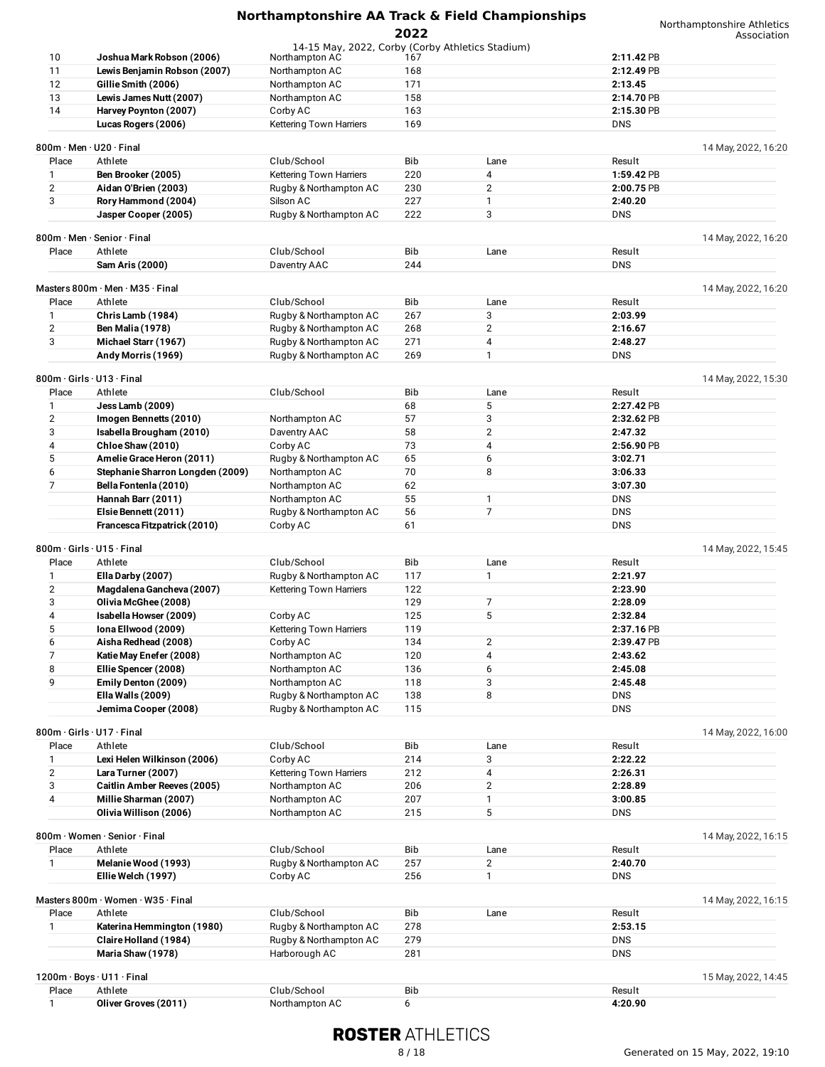| Place | Athlete | Club/School | Bib | Lane | Result |
|---|---|---|---|---|---|
| 10 | **Joshua Mark Robson (2006)** | Northampton AC | 167 | | **2:11.42** PB |
| 11 | **Lewis Benjamin Robson (2007)** | Northampton AC | 168 | | **2:12.49** PB |
| 12 | **Gillie Smith (2006)** | Northampton AC | 171 | | **2:13.45** |
| 13 | **Lewis James Nutt (2007)** | Northampton AC | 158 | | **2:14.70** PB |
| 14 | **Harvey Poynton (2007)** | Corby AC | 163 | | **2:15.30** PB |
| | **Lucas Rogers (2006)** | Kettering Town Harriers | 169 | | DNS |

800m · Men · U20 · Final — 14 May, 2022, 16:20

| Place | Athlete | Club/School | Bib | Lane | Result |
|---|---|---|---|---|---|
| 1 | **Ben Brooker (2005)** | Kettering Town Harriers | 220 | 4 | **1:59.42** PB |
| 2 | **Aidan O'Brien (2003)** | Rugby & Northampton AC | 230 | 2 | **2:00.75** PB |
| 3 | **Rory Hammond (2004)** | Silson AC | 227 | 1 | **2:40.20** |
| | **Jasper Cooper (2005)** | Rugby & Northampton AC | 222 | 3 | DNS |

800m · Men · Senior · Final — 14 May, 2022, 16:20

| Place | Athlete | Club/School | Bib | Lane | Result |
|---|---|---|---|---|---|
| | **Sam Aris (2000)** | Daventry AAC | 244 | | DNS |

Masters 800m · Men · M35 · Final — 14 May, 2022, 16:20

| Place | Athlete | Club/School | Bib | Lane | Result |
|---|---|---|---|---|---|
| 1 | **Chris Lamb (1984)** | Rugby & Northampton AC | 267 | 3 | **2:03.99** |
| 2 | **Ben Malia (1978)** | Rugby & Northampton AC | 268 | 2 | **2:16.67** |
| 3 | **Michael Starr (1967)** | Rugby & Northampton AC | 271 | 4 | **2:48.27** |
| | **Andy Morris (1969)** | Rugby & Northampton AC | 269 | 1 | DNS |

800m · Girls · U13 · Final — 14 May, 2022, 15:30

| Place | Athlete | Club/School | Bib | Lane | Result |
|---|---|---|---|---|---|
| 1 | **Jess Lamb (2009)** | | 68 | 5 | **2:27.42** PB |
| 2 | **Imogen Bennetts (2010)** | Northampton AC | 57 | 3 | **2:32.62** PB |
| 3 | **Isabella Brougham (2010)** | Daventry AAC | 58 | 2 | **2:47.32** |
| 4 | **Chloe Shaw (2010)** | Corby AC | 73 | 4 | **2:56.90** PB |
| 5 | **Amelie Grace Heron (2011)** | Rugby & Northampton AC | 65 | 6 | **3:02.71** |
| 6 | **Stephanie Sharron Longden (2009)** | Northampton AC | 70 | 8 | **3:06.33** |
| 7 | **Bella Fontenla (2010)** | Northampton AC | 62 | | **3:07.30** |
| | **Hannah Barr (2011)** | Northampton AC | 55 | 1 | DNS |
| | **Elsie Bennett (2011)** | Rugby & Northampton AC | 56 | 7 | DNS |
| | **Francesca Fitzpatrick (2010)** | Corby AC | 61 | | DNS |

800m · Girls · U15 · Final — 14 May, 2022, 15:45

| Place | Athlete | Club/School | Bib | Lane | Result |
|---|---|---|---|---|---|
| 1 | **Ella Darby (2007)** | Rugby & Northampton AC | 117 | 1 | **2:21.97** |
| 2 | **Magdalena Gancheva (2007)** | Kettering Town Harriers | 122 | | **2:23.90** |
| 3 | **Olivia McGhee (2008)** | | 129 | 7 | **2:28.09** |
| 4 | **Isabella Howser (2009)** | Corby AC | 125 | 5 | **2:32.84** |
| 5 | **Iona Ellwood (2009)** | Kettering Town Harriers | 119 | | **2:37.16** PB |
| 6 | **Aisha Redhead (2008)** | Corby AC | 134 | 2 | **2:39.47** PB |
| 7 | **Katie May Enefer (2008)** | Northampton AC | 120 | 4 | **2:43.62** |
| 8 | **Ellie Spencer (2008)** | Northampton AC | 136 | 6 | **2:45.08** |
| 9 | **Emily Denton (2009)** | Northampton AC | 118 | 3 | **2:45.48** |
| | **Ella Walls (2009)** | Rugby & Northampton AC | 138 | 8 | DNS |
| | **Jemima Cooper (2008)** | Rugby & Northampton AC | 115 | | DNS |

800m · Girls · U17 · Final — 14 May, 2022, 16:00

| Place | Athlete | Club/School | Bib | Lane | Result |
|---|---|---|---|---|---|
| 1 | **Lexi Helen Wilkinson (2006)** | Corby AC | 214 | 3 | **2:22.22** |
| 2 | **Lara Turner (2007)** | Kettering Town Harriers | 212 | 4 | **2:26.31** |
| 3 | **Caitlin Amber Reeves (2005)** | Northampton AC | 206 | 2 | **2:28.89** |
| 4 | **Millie Sharman (2007)** | Northampton AC | 207 | 1 | **3:00.85** |
| | **Olivia Willison (2006)** | Northampton AC | 215 | 5 | DNS |

800m · Women · Senior · Final — 14 May, 2022, 16:15

| Place | Athlete | Club/School | Bib | Lane | Result |
|---|---|---|---|---|---|
| 1 | **Melanie Wood (1993)** | Rugby & Northampton AC | 257 | 2 | **2:40.70** |
| | **Ellie Welch (1997)** | Corby AC | 256 | 1 | DNS |

Masters 800m · Women · W35 · Final — 14 May, 2022, 16:15

| Place | Athlete | Club/School | Bib | Lane | Result |
|---|---|---|---|---|---|
| 1 | **Katerina Hemmington (1980)** | Rugby & Northampton AC | 278 | | **2:53.15** |
| | **Claire Holland (1984)** | Rugby & Northampton AC | 279 | | DNS |
| | **Maria Shaw (1978)** | Harborough AC | 281 | | DNS |

1200m · Boys · U11 · Final — 15 May, 2022, 14:45

| Place | Athlete | Club/School | Bib | Result |
|---|---|---|---|---|
| 1 | **Oliver Groves (2011)** | Northampton AC | 6 | **4:20.90** |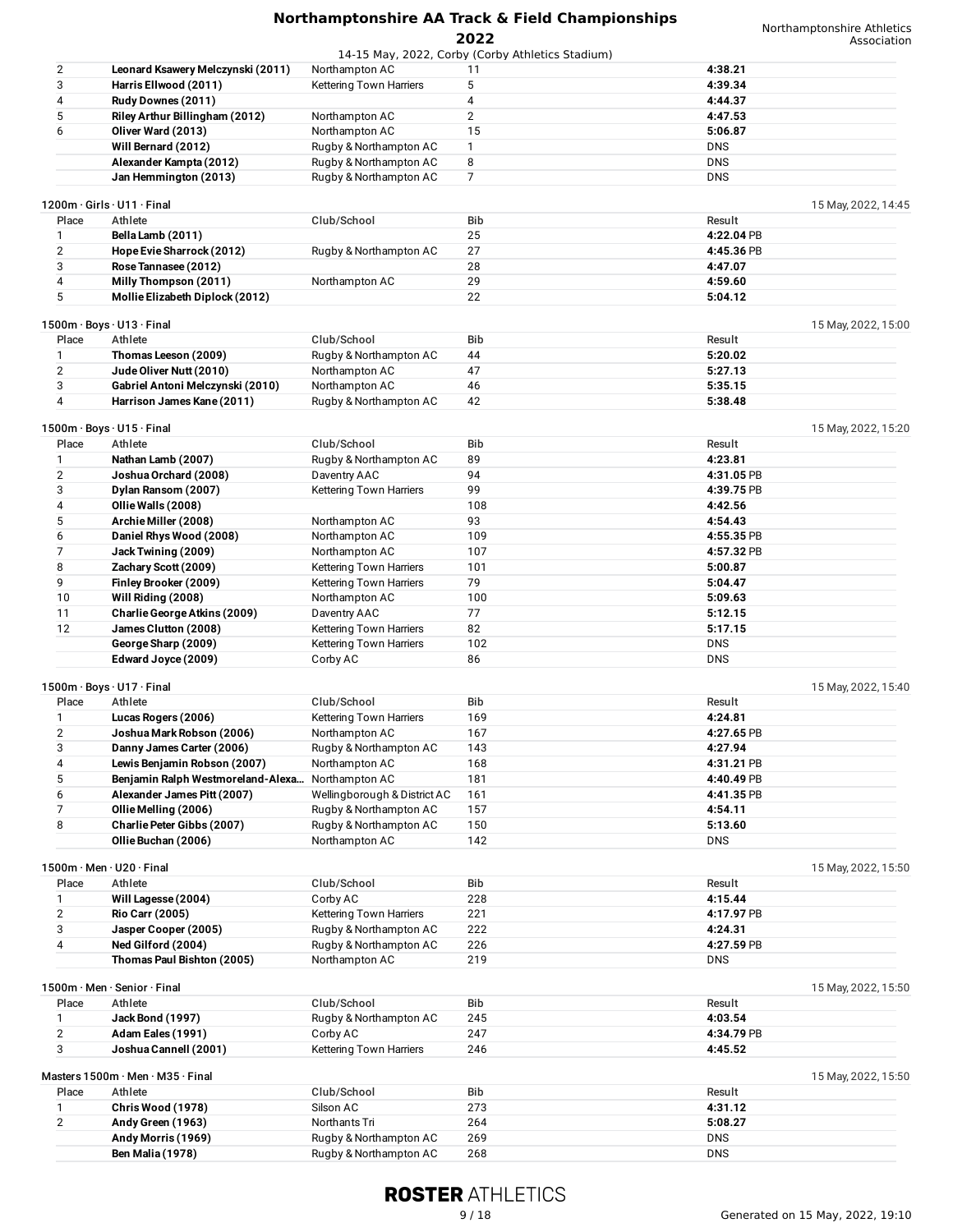| Place | Athlete | Club/School | Bib | Result |
|---|---|---|---|---|
| 2 | **Leonard Ksawery Melczynski (2011)** | Northampton AC | 11 | **4:38.21** |
| 3 | **Harris Ellwood (2011)** | Kettering Town Harriers | 5 | **4:39.34** |
| 4 | **Rudy Downes (2011)** | | 4 | **4:44.37** |
| 5 | **Riley Arthur Billingham (2012)** | Northampton AC | 2 | **4:47.53** |
| 6 | **Oliver Ward (2013)** | Northampton AC | 15 | **5:06.87** |
| | **Will Bernard (2012)** | Rugby & Northampton AC | 1 | DNS |
| | **Alexander Kampta (2012)** | Rugby & Northampton AC | 8 | DNS |
| | **Jan Hemmington (2013)** | Rugby & Northampton AC | 7 | DNS |

### 1200m · Girls · U11 · Final

15 May, 2022, 14:45

| Place | Athlete | Club/School | Bib | Result |
|---|---|---|---|---|
| 1 | **Bella Lamb (2011)** | | 25 | **4:22.04** PB |
| 2 | **Hope Evie Sharrock (2012)** | Rugby & Northampton AC | 27 | **4:45.36** PB |
| 3 | **Rose Tannasee (2012)** | | 28 | **4:47.07** |
| 4 | **Milly Thompson (2011)** | Northampton AC | 29 | **4:59.60** |
| 5 | **Mollie Elizabeth Diplock (2012)** | | 22 | **5:04.12** |

### 1500m · Boys · U13 · Final

15 May, 2022, 15:00

| Place | Athlete | Club/School | Bib | Result |
|---|---|---|---|---|
| 1 | **Thomas Leeson (2009)** | Rugby & Northampton AC | 44 | **5:20.02** |
| 2 | **Jude Oliver Nutt (2010)** | Northampton AC | 47 | **5:27.13** |
| 3 | **Gabriel Antoni Melczynski (2010)** | Northampton AC | 46 | **5:35.15** |
| 4 | **Harrison James Kane (2011)** | Rugby & Northampton AC | 42 | **5:38.48** |

### 1500m · Boys · U15 · Final

15 May, 2022, 15:20

| Place | Athlete | Club/School | Bib | Result |
|---|---|---|---|---|
| 1 | **Nathan Lamb (2007)** | Rugby & Northampton AC | 89 | **4:23.81** |
| 2 | **Joshua Orchard (2008)** | Daventry AAC | 94 | **4:31.05** PB |
| 3 | **Dylan Ransom (2007)** | Kettering Town Harriers | 99 | **4:39.75** PB |
| 4 | **Ollie Walls (2008)** | | 108 | **4:42.56** |
| 5 | **Archie Miller (2008)** | Northampton AC | 93 | **4:54.43** |
| 6 | **Daniel Rhys Wood (2008)** | Northampton AC | 109 | **4:55.35** PB |
| 7 | **Jack Twining (2009)** | Northampton AC | 107 | **4:57.32** PB |
| 8 | **Zachary Scott (2009)** | Kettering Town Harriers | 101 | **5:00.87** |
| 9 | **Finley Brooker (2009)** | Kettering Town Harriers | 79 | **5:04.47** |
| 10 | **Will Riding (2008)** | Northampton AC | 100 | **5:09.63** |
| 11 | **Charlie George Atkins (2009)** | Daventry AAC | 77 | **5:12.15** |
| 12 | **James Clutton (2008)** | Kettering Town Harriers | 82 | **5:17.15** |
| | **George Sharp (2009)** | Kettering Town Harriers | 102 | DNS |
| | **Edward Joyce (2009)** | Corby AC | 86 | DNS |

### 1500m · Boys · U17 · Final

15 May, 2022, 15:40

| Place | Athlete | Club/School | Bib | Result |
|---|---|---|---|---|
| 1 | **Lucas Rogers (2006)** | Kettering Town Harriers | 169 | **4:24.81** |
| 2 | **Joshua Mark Robson (2006)** | Northampton AC | 167 | **4:27.65** PB |
| 3 | **Danny James Carter (2006)** | Rugby & Northampton AC | 143 | **4:27.94** |
| 4 | **Lewis Benjamin Robson (2007)** | Northampton AC | 168 | **4:31.21** PB |
| 5 | **Benjamin Ralph Westmoreland-Alexa...** | Northampton AC | 181 | **4:40.49** PB |
| 6 | **Alexander James Pitt (2007)** | Wellingborough & District AC | 161 | **4:41.35** PB |
| 7 | **Ollie Melling (2006)** | Rugby & Northampton AC | 157 | **4:54.11** |
| 8 | **Charlie Peter Gibbs (2007)** | Rugby & Northampton AC | 150 | **5:13.60** |
| | **Ollie Buchan (2006)** | Northampton AC | 142 | DNS |

### 1500m · Men · U20 · Final

15 May, 2022, 15:50

| Place | Athlete | Club/School | Bib | Result |
|---|---|---|---|---|
| 1 | **Will Lagesse (2004)** | Corby AC | 228 | **4:15.44** |
| 2 | **Rio Carr (2005)** | Kettering Town Harriers | 221 | **4:17.97** PB |
| 3 | **Jasper Cooper (2005)** | Rugby & Northampton AC | 222 | **4:24.31** |
| 4 | **Ned Gilford (2004)** | Rugby & Northampton AC | 226 | **4:27.59** PB |
| | **Thomas Paul Bishton (2005)** | Northampton AC | 219 | DNS |

### 1500m · Men · Senior · Final

15 May, 2022, 15:50

| Place | Athlete | Club/School | Bib | Result |
|---|---|---|---|---|
| 1 | **Jack Bond (1997)** | Rugby & Northampton AC | 245 | **4:03.54** |
| 2 | **Adam Eales (1991)** | Corby AC | 247 | **4:34.79** PB |
| 3 | **Joshua Cannell (2001)** | Kettering Town Harriers | 246 | **4:45.52** |

### Masters 1500m · Men · M35 · Final

15 May, 2022, 15:50

| Place | Athlete | Club/School | Bib | Result |
|---|---|---|---|---|
| 1 | **Chris Wood (1978)** | Silson AC | 273 | **4:31.12** |
| 2 | **Andy Green (1963)** | Northants Tri | 264 | **5:08.27** |
| | **Andy Morris (1969)** | Rugby & Northampton AC | 269 | DNS |
| | **Ben Malia (1978)** | Rugby & Northampton AC | 268 | DNS |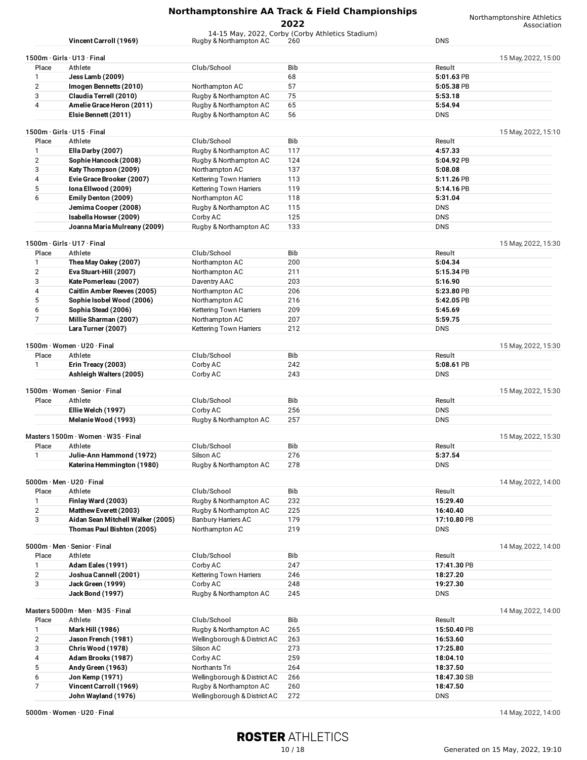| | Athlete | Club/School | Bib | Result |
|---|---|---|---|---|
| | **Vincent Carroll (1969)** | Rugby & Northampton AC | 260 | DNS |

1500m · Girls · U13 · Final — 15 May, 2022, 15:00

| Place | Athlete | Club/School | Bib | Result |
|---|---|---|---|---|
| 1 | **Jess Lamb (2009)** | | 68 | **5:01.63** PB |
| 2 | **Imogen Bennetts (2010)** | Northampton AC | 57 | **5:05.38** PB |
| 3 | **Claudia Terrell (2010)** | Rugby & Northampton AC | 75 | **5:53.18** |
| 4 | **Amelie Grace Heron (2011)** | Rugby & Northampton AC | 65 | **5:54.94** |
| | **Elsie Bennett (2011)** | Rugby & Northampton AC | 56 | DNS |

1500m · Girls · U15 · Final — 15 May, 2022, 15:10

| Place | Athlete | Club/School | Bib | Result |
|---|---|---|---|---|
| 1 | **Ella Darby (2007)** | Rugby & Northampton AC | 117 | **4:57.33** |
| 2 | **Sophie Hancock (2008)** | Rugby & Northampton AC | 124 | **5:04.92** PB |
| 3 | **Katy Thompson (2009)** | Northampton AC | 137 | **5:08.08** |
| 4 | **Evie Grace Brooker (2007)** | Kettering Town Harriers | 113 | **5:11.26** PB |
| 5 | **Iona Ellwood (2009)** | Kettering Town Harriers | 119 | **5:14.16** PB |
| 6 | **Emily Denton (2009)** | Northampton AC | 118 | **5:31.04** |
| | **Jemima Cooper (2008)** | Rugby & Northampton AC | 115 | DNS |
| | **Isabella Howser (2009)** | Corby AC | 125 | DNS |
| | **Joanna Maria Mulreany (2009)** | Rugby & Northampton AC | 133 | DNS |

1500m · Girls · U17 · Final — 15 May, 2022, 15:30

| Place | Athlete | Club/School | Bib | Result |
|---|---|---|---|---|
| 1 | **Thea May Oakey (2007)** | Northampton AC | 200 | **5:04.34** |
| 2 | **Eva Stuart-Hill (2007)** | Northampton AC | 211 | **5:15.34** PB |
| 3 | **Kate Pomerleau (2007)** | Daventry AAC | 203 | **5:16.90** |
| 4 | **Caitlin Amber Reeves (2005)** | Northampton AC | 206 | **5:23.80** PB |
| 5 | **Sophie Isobel Wood (2006)** | Northampton AC | 216 | **5:42.05** PB |
| 6 | **Sophia Stead (2006)** | Kettering Town Harriers | 209 | **5:45.69** |
| 7 | **Millie Sharman (2007)** | Northampton AC | 207 | **5:59.75** |
| | **Lara Turner (2007)** | Kettering Town Harriers | 212 | DNS |

1500m · Women · U20 · Final — 15 May, 2022, 15:30

| Place | Athlete | Club/School | Bib | Result |
|---|---|---|---|---|
| 1 | **Erin Treacy (2003)** | Corby AC | 242 | **5:08.61** PB |
| | **Ashleigh Walters (2005)** | Corby AC | 243 | DNS |

1500m · Women · Senior · Final — 15 May, 2022, 15:30

| Place | Athlete | Club/School | Bib | Result |
|---|---|---|---|---|
| | **Ellie Welch (1997)** | Corby AC | 256 | DNS |
| | **Melanie Wood (1993)** | Rugby & Northampton AC | 257 | DNS |

Masters 1500m · Women · W35 · Final — 15 May, 2022, 15:30

| Place | Athlete | Club/School | Bib | Result |
|---|---|---|---|---|
| 1 | **Julie-Ann Hammond (1972)** | Silson AC | 276 | **5:37.54** |
| | **Katerina Hemmington (1980)** | Rugby & Northampton AC | 278 | DNS |

5000m · Men · U20 · Final — 14 May, 2022, 14:00

| Place | Athlete | Club/School | Bib | Result |
|---|---|---|---|---|
| 1 | **Finlay Ward (2003)** | Rugby & Northampton AC | 232 | **15:29.40** |
| 2 | **Matthew Everett (2003)** | Rugby & Northampton AC | 225 | **16:40.40** |
| 3 | **Aidan Sean Mitchell Walker (2005)** | Banbury Harriers AC | 179 | **17:10.80** PB |
| | **Thomas Paul Bishton (2005)** | Northampton AC | 219 | DNS |

5000m · Men · Senior · Final — 14 May, 2022, 14:00

| Place | Athlete | Club/School | Bib | Result |
|---|---|---|---|---|
| 1 | **Adam Eales (1991)** | Corby AC | 247 | **17:41.30** PB |
| 2 | **Joshua Cannell (2001)** | Kettering Town Harriers | 246 | **18:27.20** |
| 3 | **Jack Green (1999)** | Corby AC | 248 | **19:27.30** |
| | **Jack Bond (1997)** | Rugby & Northampton AC | 245 | DNS |

Masters 5000m · Men · M35 · Final — 14 May, 2022, 14:00

| Place | Athlete | Club/School | Bib | Result |
|---|---|---|---|---|
| 1 | **Mark Hill (1986)** | Rugby & Northampton AC | 265 | **15:50.40** PB |
| 2 | **Jason French (1981)** | Wellingborough & District AC | 263 | **16:53.60** |
| 3 | **Chris Wood (1978)** | Silson AC | 273 | **17:25.80** |
| 4 | **Adam Brooks (1987)** | Corby AC | 259 | **18:04.10** |
| 5 | **Andy Green (1963)** | Northants Tri | 264 | **18:37.50** |
| 6 | **Jon Kemp (1971)** | Wellingborough & District AC | 266 | **18:47.30** SB |
| 7 | **Vincent Carroll (1969)** | Rugby & Northampton AC | 260 | **18:47.50** |
| | **John Wayland (1976)** | Wellingborough & District AC | 272 | DNS |

5000m · Women · U20 · Final — 14 May, 2022, 14:00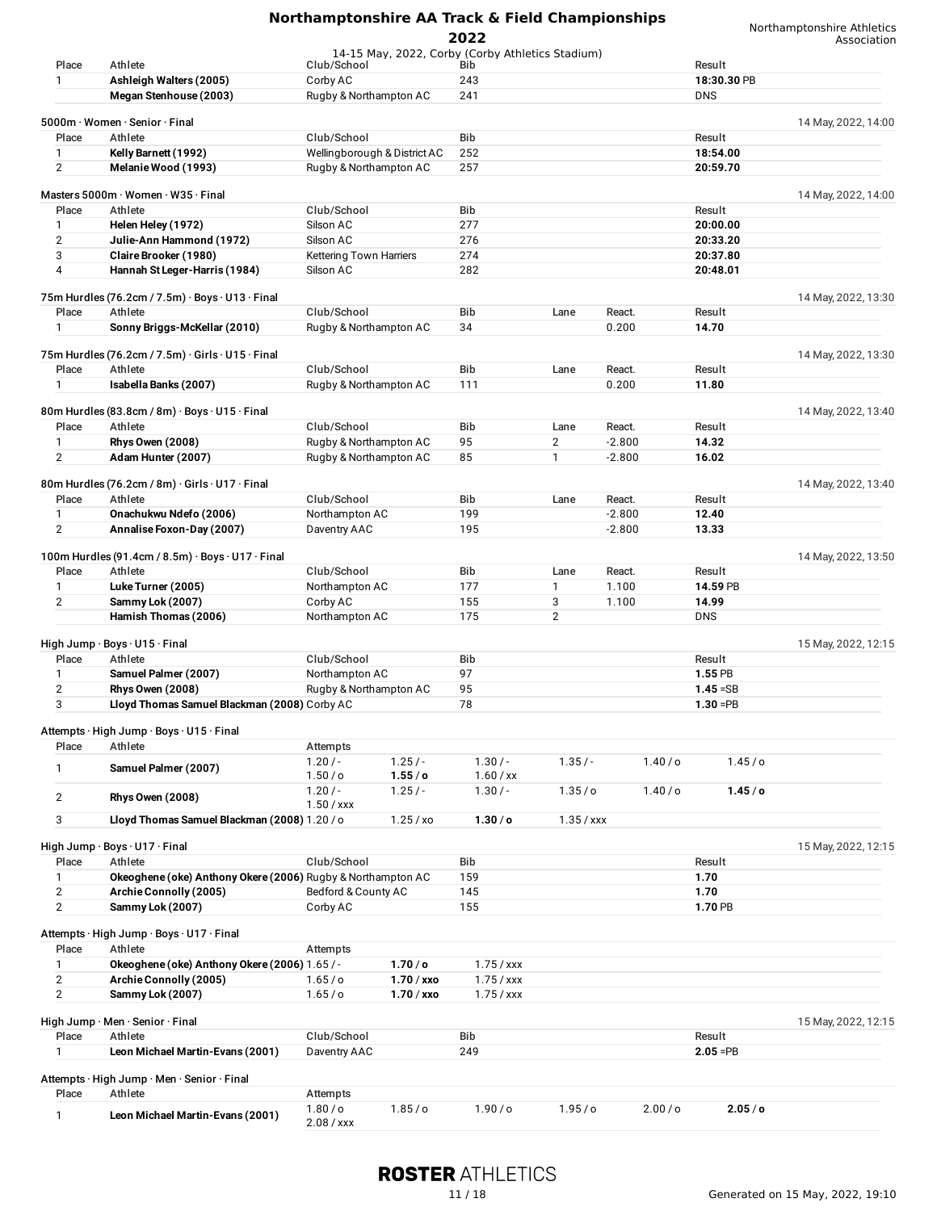| Place | Athlete | Club/School | Bib | Result |
|---|---|---|---|---|
| 1 | **Ashleigh Walters (2005)** | Corby AC | 243 | **18:30.30** PB |
| | **Megan Stenhouse (2003)** | Rugby & Northampton AC | 241 | DNS |

## 5000m · Women · Senior · Final

14 May, 2022, 14:00

| Place | Athlete | Club/School | Bib | Result |
|---|---|---|---|---|
| 1 | **Kelly Barnett (1992)** | Wellingborough & District AC | 252 | **18:54.00** |
| 2 | **Melanie Wood (1993)** | Rugby & Northampton AC | 257 | **20:59.70** |

## Masters 5000m · Women · W35 · Final

14 May, 2022, 14:00

| Place | Athlete | Club/School | Bib | Result |
|---|---|---|---|---|
| 1 | **Helen Heley (1972)** | Silson AC | 277 | **20:00.00** |
| 2 | **Julie-Ann Hammond (1972)** | Silson AC | 276 | **20:33.20** |
| 3 | **Claire Brooker (1980)** | Kettering Town Harriers | 274 | **20:37.80** |
| 4 | **Hannah St Leger-Harris (1984)** | Silson AC | 282 | **20:48.01** |

## 75m Hurdles (76.2cm / 7.5m) · Boys · U13 · Final

14 May, 2022, 13:30

| Place | Athlete | Club/School | Bib | Lane | React. | Result |
|---|---|---|---|---|---|---|
| 1 | **Sonny Briggs-McKellar (2010)** | Rugby & Northampton AC | 34 | | 0.200 | **14.70** |

## 75m Hurdles (76.2cm / 7.5m) · Girls · U15 · Final

14 May, 2022, 13:30

| Place | Athlete | Club/School | Bib | Lane | React. | Result |
|---|---|---|---|---|---|---|
| 1 | **Isabella Banks (2007)** | Rugby & Northampton AC | 111 | | 0.200 | **11.80** |

## 80m Hurdles (83.8cm / 8m) · Boys · U15 · Final

14 May, 2022, 13:40

| Place | Athlete | Club/School | Bib | Lane | React. | Result |
|---|---|---|---|---|---|---|
| 1 | **Rhys Owen (2008)** | Rugby & Northampton AC | 95 | 2 | -2.800 | **14.32** |
| 2 | **Adam Hunter (2007)** | Rugby & Northampton AC | 85 | 1 | -2.800 | **16.02** |

## 80m Hurdles (76.2cm / 8m) · Girls · U17 · Final

14 May, 2022, 13:40

| Place | Athlete | Club/School | Bib | Lane | React. | Result |
|---|---|---|---|---|---|---|
| 1 | **Onachukwu Ndefo (2006)** | Northampton AC | 199 | | -2.800 | **12.40** |
| 2 | **Annalise Foxon-Day (2007)** | Daventry AAC | 195 | | -2.800 | **13.33** |

## 100m Hurdles (91.4cm / 8.5m) · Boys · U17 · Final

14 May, 2022, 13:50

| Place | Athlete | Club/School | Bib | Lane | React. | Result |
|---|---|---|---|---|---|---|
| 1 | **Luke Turner (2005)** | Northampton AC | 177 | 1 | 1.100 | **14.59** PB |
| 2 | **Sammy Lok (2007)** | Corby AC | 155 | 3 | 1.100 | **14.99** |
| | **Hamish Thomas (2006)** | Northampton AC | 175 | 2 | | DNS |

## High Jump · Boys · U15 · Final

15 May, 2022, 12:15

| Place | Athlete | Club/School | Bib | Result |
|---|---|---|---|---|
| 1 | **Samuel Palmer (2007)** | Northampton AC | 97 | **1.55** PB |
| 2 | **Rhys Owen (2008)** | Rugby & Northampton AC | 95 | **1.45** =SB |
| 3 | **Lloyd Thomas Samuel Blackman (2008)** | Corby AC | 78 | **1.30** =PB |

## Attempts · High Jump · Boys · U15 · Final

| Place | Athlete | Attempts | | | | | |
|---|---|---|---|---|---|---|---|
| 1 | **Samuel Palmer (2007)** | 1.20 / - | 1.25 / - | 1.30 / - | 1.35 / - | 1.40 / o | 1.45 / o |
| | | 1.50 / o | **1.55 / o** | 1.60 / xx | | | |
| 2 | **Rhys Owen (2008)** | 1.20 / - | 1.25 / - | 1.30 / - | 1.35 / o | 1.40 / o | **1.45 / o** |
| | | 1.50 / xxx | | | | | |
| 3 | **Lloyd Thomas Samuel Blackman (2008)** | 1.20 / o | 1.25 / xo | **1.30 / o** | 1.35 / xxx | | |

## High Jump · Boys · U17 · Final

15 May, 2022, 12:15

| Place | Athlete | Club/School | Bib | Result |
|---|---|---|---|---|
| 1 | **Okeoghene (oke) Anthony Okere (2006)** | Rugby & Northampton AC | 159 | **1.70** |
| 2 | **Archie Connolly (2005)** | Bedford & County AC | 145 | **1.70** |
| 2 | **Sammy Lok (2007)** | Corby AC | 155 | **1.70** PB |

## Attempts · High Jump · Boys · U17 · Final

| Place | Athlete | Attempts | | |
|---|---|---|---|---|
| 1 | **Okeoghene (oke) Anthony Okere (2006)** | 1.65 / - | **1.70 / o** | 1.75 / xxx |
| 2 | **Archie Connolly (2005)** | 1.65 / o | **1.70 / xxo** | 1.75 / xxx |
| 2 | **Sammy Lok (2007)** | 1.65 / o | **1.70 / xxo** | 1.75 / xxx |

## High Jump · Men · Senior · Final

15 May, 2022, 12:15

| Place | Athlete | Club/School | Bib | Result |
|---|---|---|---|---|
| 1 | **Leon Michael Martin-Evans (2001)** | Daventry AAC | 249 | **2.05** =PB |

## Attempts · High Jump · Men · Senior · Final

| Place | Athlete | Attempts | | | | | |
|---|---|---|---|---|---|---|---|
| 1 | **Leon Michael Martin-Evans (2001)** | 1.80 / o | 1.85 / o | 1.90 / o | 1.95 / o | 2.00 / o | **2.05 / o** |
| | | 2.08 / xxx | | | | | |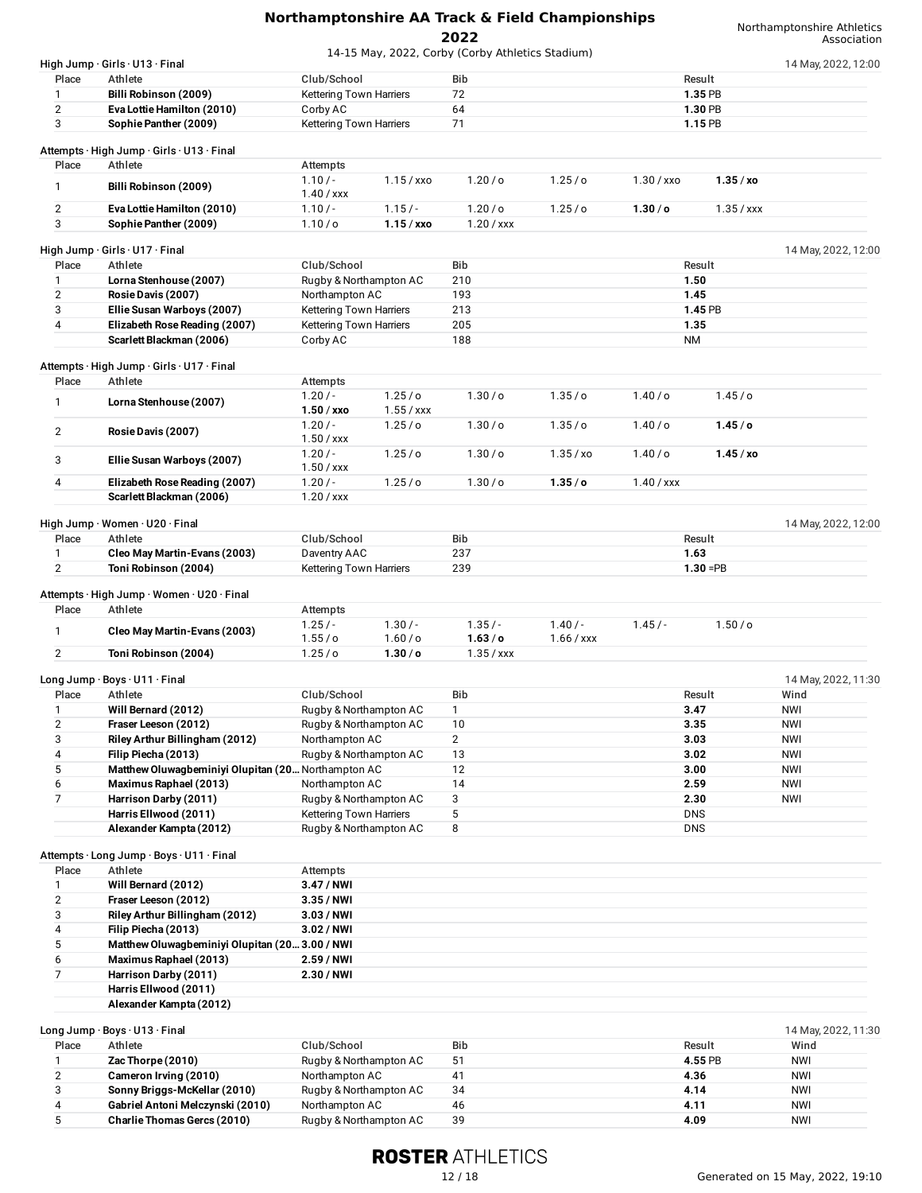# Northamptonshire AA Track & Field Championships 2022

14-15 May, 2022, Corby (Corby Athletics Stadium)

Northamptonshire Athletics Association

## High Jump · Girls · U13 · Final

14 May, 2022, 12:00

| Place | Athlete | Club/School | Bib | Result |
|---|---|---|---|---|
| 1 | **Billi Robinson (2009)** | Kettering Town Harriers | 72 | **1.35** PB |
| 2 | **Eva Lottie Hamilton (2010)** | Corby AC | 64 | **1.30** PB |
| 3 | **Sophie Panther (2009)** | Kettering Town Harriers | 71 | **1.15** PB |

### Attempts · High Jump · Girls · U13 · Final

| Place | Athlete | Attempts | | | | | |
|---|---|---|---|---|---|---|---|
| 1 | **Billi Robinson (2009)** | 1.10 / - | 1.15 / xxo | 1.20 / o | 1.25 / o | 1.30 / xxo | **1.35 / xo** |
| | | 1.40 / xxx | | | | | |
| 2 | **Eva Lottie Hamilton (2010)** | 1.10 / - | 1.15 / - | 1.20 / o | 1.25 / o | **1.30 / o** | 1.35 / xxx |
| 3 | **Sophie Panther (2009)** | 1.10 / o | **1.15 / xxo** | 1.20 / xxx | | | |

## High Jump · Girls · U17 · Final

14 May, 2022, 12:00

| Place | Athlete | Club/School | Bib | Result |
|---|---|---|---|---|
| 1 | **Lorna Stenhouse (2007)** | Rugby & Northampton AC | 210 | **1.50** |
| 2 | **Rosie Davis (2007)** | Northampton AC | 193 | **1.45** |
| 3 | **Ellie Susan Warboys (2007)** | Kettering Town Harriers | 213 | **1.45** PB |
| 4 | **Elizabeth Rose Reading (2007)** | Kettering Town Harriers | 205 | **1.35** |
| | **Scarlett Blackman (2006)** | Corby AC | 188 | NM |

### Attempts · High Jump · Girls · U17 · Final

| Place | Athlete | Attempts | | | | | |
|---|---|---|---|---|---|---|---|
| 1 | **Lorna Stenhouse (2007)** | 1.20 / - | 1.25 / o | 1.30 / o | 1.35 / o | 1.40 / o | 1.45 / o |
| | | **1.50 / xxo** | 1.55 / xxx | | | | |
| 2 | **Rosie Davis (2007)** | 1.20 / - | 1.25 / o | 1.30 / o | 1.35 / o | 1.40 / o | **1.45 / o** |
| | | 1.50 / xxx | | | | | |
| 3 | **Ellie Susan Warboys (2007)** | 1.20 / - | 1.25 / o | 1.30 / o | 1.35 / xo | 1.40 / o | **1.45 / xo** |
| | | 1.50 / xxx | | | | | |
| 4 | **Elizabeth Rose Reading (2007)** | 1.20 / - | 1.25 / o | 1.30 / o | **1.35 / o** | 1.40 / xxx | |
| | **Scarlett Blackman (2006)** | 1.20 / xxx | | | | | |

## High Jump · Women · U20 · Final

14 May, 2022, 12:00

| Place | Athlete | Club/School | Bib | Result |
|---|---|---|---|---|
| 1 | **Cleo May Martin-Evans (2003)** | Daventry AAC | 237 | **1.63** |
| 2 | **Toni Robinson (2004)** | Kettering Town Harriers | 239 | **1.30** =PB |

### Attempts · High Jump · Women · U20 · Final

| Place | Athlete | Attempts | | | | | |
|---|---|---|---|---|---|---|---|
| 1 | **Cleo May Martin-Evans (2003)** | 1.25 / - | 1.30 / - | 1.35 / - | 1.40 / - | 1.45 / - | 1.50 / o |
| | | 1.55 / o | 1.60 / o | **1.63 / o** | 1.66 / xxx | | |
| 2 | **Toni Robinson (2004)** | 1.25 / o | **1.30 / o** | 1.35 / xxx | | | |

## Long Jump · Boys · U11 · Final

14 May, 2022, 11:30

| Place | Athlete | Club/School | Bib | Result | Wind |
|---|---|---|---|---|---|
| 1 | **Will Bernard (2012)** | Rugby & Northampton AC | 1 | **3.47** | NWI |
| 2 | **Fraser Leeson (2012)** | Rugby & Northampton AC | 10 | **3.35** | NWI |
| 3 | **Riley Arthur Billingham (2012)** | Northampton AC | 2 | **3.03** | NWI |
| 4 | **Filip Piecha (2013)** | Rugby & Northampton AC | 13 | **3.02** | NWI |
| 5 | **Matthew Oluwagbeminiyi Olupitan (20…** | Northampton AC | 12 | **3.00** | NWI |
| 6 | **Maximus Raphael (2013)** | Northampton AC | 14 | **2.59** | NWI |
| 7 | **Harrison Darby (2011)** | Rugby & Northampton AC | 3 | **2.30** | NWI |
| | **Harris Ellwood (2011)** | Kettering Town Harriers | 5 | DNS | |
| | **Alexander Kampta (2012)** | Rugby & Northampton AC | 8 | DNS | |

### Attempts · Long Jump · Boys · U11 · Final

| Place | Athlete | Attempts |
|---|---|---|
| 1 | **Will Bernard (2012)** | **3.47 / NWI** |
| 2 | **Fraser Leeson (2012)** | **3.35 / NWI** |
| 3 | **Riley Arthur Billingham (2012)** | **3.03 / NWI** |
| 4 | **Filip Piecha (2013)** | **3.02 / NWI** |
| 5 | **Matthew Oluwagbeminiyi Olupitan (20…** | **3.00 / NWI** |
| 6 | **Maximus Raphael (2013)** | **2.59 / NWI** |
| 7 | **Harrison Darby (2011)** | **2.30 / NWI** |
| | **Harris Ellwood (2011)** | |
| | **Alexander Kampta (2012)** | |

## Long Jump · Boys · U13 · Final

14 May, 2022, 11:30

| Place | Athlete | Club/School | Bib | Result | Wind |
|---|---|---|---|---|---|
| 1 | **Zac Thorpe (2010)** | Rugby & Northampton AC | 51 | **4.55** PB | NWI |
| 2 | **Cameron Irving (2010)** | Northampton AC | 41 | **4.36** | NWI |
| 3 | **Sonny Briggs-McKellar (2010)** | Rugby & Northampton AC | 34 | **4.14** | NWI |
| 4 | **Gabriel Antoni Melczynski (2010)** | Northampton AC | 46 | **4.11** | NWI |
| 5 | **Charlie Thomas Gercs (2010)** | Rugby & Northampton AC | 39 | **4.09** | NWI |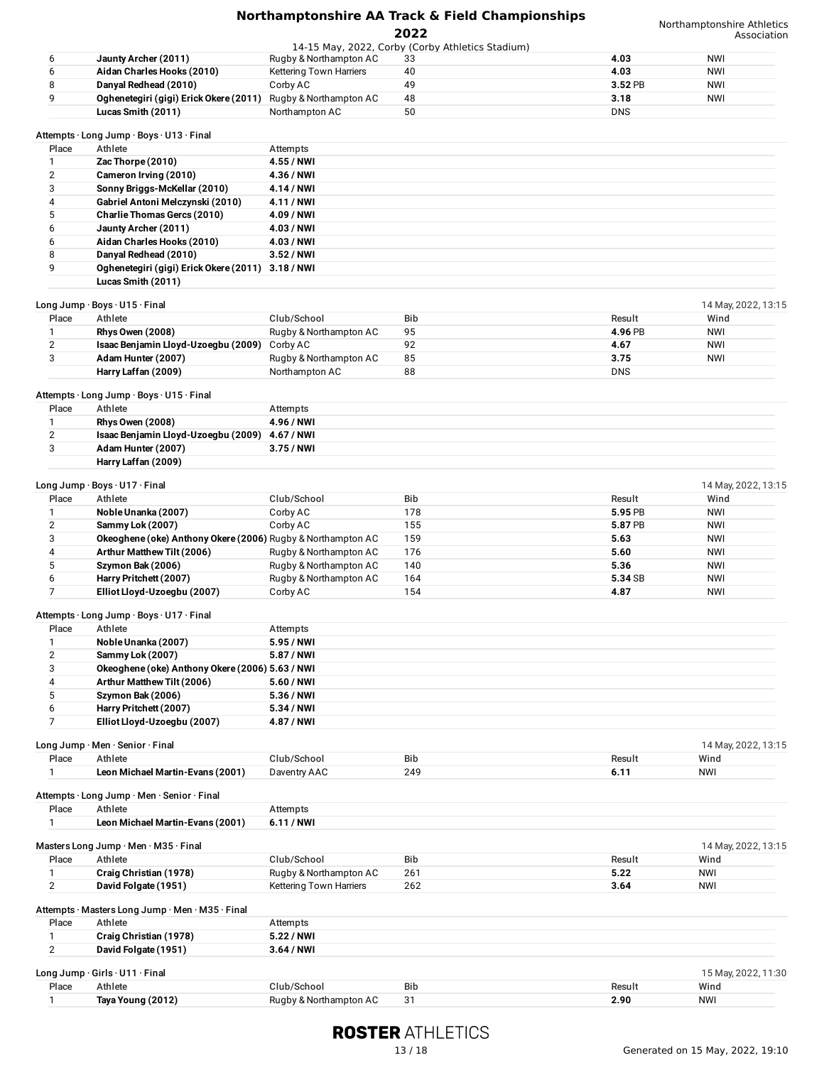| Place | Athlete | Club/School | Bib | Result | Wind |
|---|---|---|---|---|---|
| 6 | **Jaunty Archer (2011)** | Rugby & Northampton AC | 33 | **4.03** | NWI |
| 6 | **Aidan Charles Hooks (2010)** | Kettering Town Harriers | 40 | **4.03** | NWI |
| 8 | **Danyal Redhead (2010)** | Corby AC | 49 | **3.52** PB | NWI |
| 9 | **Oghenetegiri (gigi) Erick Okere (2011)** | Rugby & Northampton AC | 48 | **3.18** | NWI |
| | **Lucas Smith (2011)** | Northampton AC | 50 | DNS | |

Attempts · Long Jump · Boys · U13 · Final

| Place | Athlete | Attempts |
|---|---|---|
| 1 | **Zac Thorpe (2010)** | **4.55 / NWI** |
| 2 | **Cameron Irving (2010)** | **4.36 / NWI** |
| 3 | **Sonny Briggs-McKellar (2010)** | **4.14 / NWI** |
| 4 | **Gabriel Antoni Melczynski (2010)** | **4.11 / NWI** |
| 5 | **Charlie Thomas Gercs (2010)** | **4.09 / NWI** |
| 6 | **Jaunty Archer (2011)** | **4.03 / NWI** |
| 6 | **Aidan Charles Hooks (2010)** | **4.03 / NWI** |
| 8 | **Danyal Redhead (2010)** | **3.52 / NWI** |
| 9 | **Oghenetegiri (gigi) Erick Okere (2011)** | **3.18 / NWI** |
| | **Lucas Smith (2011)** | |

Long Jump · Boys · U15 · Final — 14 May, 2022, 13:15

| Place | Athlete | Club/School | Bib | Result | Wind |
|---|---|---|---|---|---|
| 1 | **Rhys Owen (2008)** | Rugby & Northampton AC | 95 | **4.96** PB | NWI |
| 2 | **Isaac Benjamin Lloyd-Uzoegbu (2009)** | Corby AC | 92 | **4.67** | NWI |
| 3 | **Adam Hunter (2007)** | Rugby & Northampton AC | 85 | **3.75** | NWI |
| | **Harry Laffan (2009)** | Northampton AC | 88 | DNS | |

Attempts · Long Jump · Boys · U15 · Final

| Place | Athlete | Attempts |
|---|---|---|
| 1 | **Rhys Owen (2008)** | **4.96 / NWI** |
| 2 | **Isaac Benjamin Lloyd-Uzoegbu (2009)** | **4.67 / NWI** |
| 3 | **Adam Hunter (2007)** | **3.75 / NWI** |
| | **Harry Laffan (2009)** | |

Long Jump · Boys · U17 · Final — 14 May, 2022, 13:15

| Place | Athlete | Club/School | Bib | Result | Wind |
|---|---|---|---|---|---|
| 1 | **Noble Unanka (2007)** | Corby AC | 178 | **5.95** PB | NWI |
| 2 | **Sammy Lok (2007)** | Corby AC | 155 | **5.87** PB | NWI |
| 3 | **Okeoghene (oke) Anthony Okere (2006)** | Rugby & Northampton AC | 159 | **5.63** | NWI |
| 4 | **Arthur Matthew Tilt (2006)** | Rugby & Northampton AC | 176 | **5.60** | NWI |
| 5 | **Szymon Bak (2006)** | Rugby & Northampton AC | 140 | **5.36** | NWI |
| 6 | **Harry Pritchett (2007)** | Rugby & Northampton AC | 164 | **5.34** SB | NWI |
| 7 | **Elliot Lloyd-Uzoegbu (2007)** | Corby AC | 154 | **4.87** | NWI |

Attempts · Long Jump · Boys · U17 · Final

| Place | Athlete | Attempts |
|---|---|---|
| 1 | **Noble Unanka (2007)** | **5.95 / NWI** |
| 2 | **Sammy Lok (2007)** | **5.87 / NWI** |
| 3 | **Okeoghene (oke) Anthony Okere (2006)** | **5.63 / NWI** |
| 4 | **Arthur Matthew Tilt (2006)** | **5.60 / NWI** |
| 5 | **Szymon Bak (2006)** | **5.36 / NWI** |
| 6 | **Harry Pritchett (2007)** | **5.34 / NWI** |
| 7 | **Elliot Lloyd-Uzoegbu (2007)** | **4.87 / NWI** |

Long Jump · Men · Senior · Final — 14 May, 2022, 13:15

| Place | Athlete | Club/School | Bib | Result | Wind |
|---|---|---|---|---|---|
| 1 | **Leon Michael Martin-Evans (2001)** | Daventry AAC | 249 | **6.11** | NWI |

Attempts · Long Jump · Men · Senior · Final

| Place | Athlete | Attempts |
|---|---|---|
| 1 | **Leon Michael Martin-Evans (2001)** | **6.11 / NWI** |

Masters Long Jump · Men · M35 · Final — 14 May, 2022, 13:15

| Place | Athlete | Club/School | Bib | Result | Wind |
|---|---|---|---|---|---|
| 1 | **Craig Christian (1978)** | Rugby & Northampton AC | 261 | **5.22** | NWI |
| 2 | **David Folgate (1951)** | Kettering Town Harriers | 262 | **3.64** | NWI |

Attempts · Masters Long Jump · Men · M35 · Final

| Place | Athlete | Attempts |
|---|---|---|
| 1 | **Craig Christian (1978)** | **5.22 / NWI** |
| 2 | **David Folgate (1951)** | **3.64 / NWI** |

Long Jump · Girls · U11 · Final — 15 May, 2022, 11:30

| Place | Athlete | Club/School | Bib | Result | Wind |
|---|---|---|---|---|---|
| 1 | **Taya Young (2012)** | Rugby & Northampton AC | 31 | **2.90** | NWI |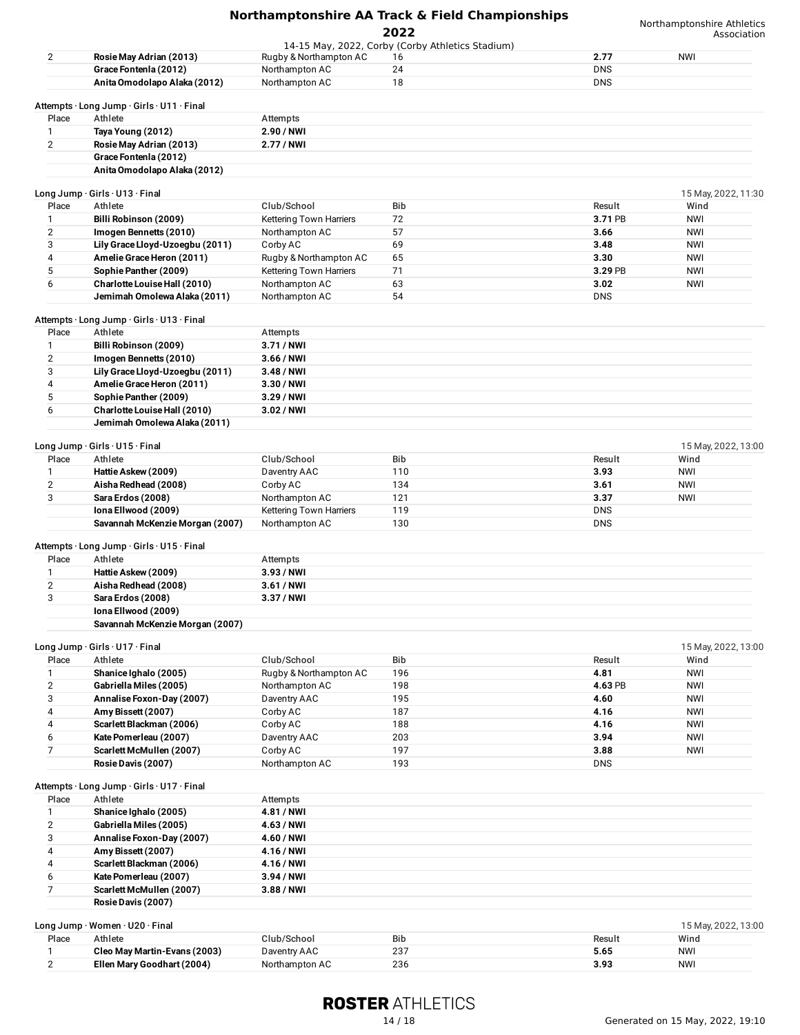| Place | Athlete | Club/School | Bib | Result | Wind |
|---|---|---|---|---|---|
| 2 | **Rosie May Adrian (2013)** | Rugby & Northampton AC | 16 | **2.77** | NWI |
| | **Grace Fontenla (2012)** | Northampton AC | 24 | DNS | |
| | **Anita Omodolapo Alaka (2012)** | Northampton AC | 18 | DNS | |

### Attempts · Long Jump · Girls · U11 · Final

| Place | Athlete | Attempts |
|---|---|---|
| 1 | **Taya Young (2012)** | **2.90 / NWI** |
| 2 | **Rosie May Adrian (2013)** | **2.77 / NWI** |
| | **Grace Fontenla (2012)** | |
| | **Anita Omodolapo Alaka (2012)** | |

### Long Jump · Girls · U13 · Final

15 May, 2022, 11:30

| Place | Athlete | Club/School | Bib | Result | Wind |
|---|---|---|---|---|---|
| 1 | **Billi Robinson (2009)** | Kettering Town Harriers | 72 | **3.71** PB | NWI |
| 2 | **Imogen Bennetts (2010)** | Northampton AC | 57 | **3.66** | NWI |
| 3 | **Lily Grace Lloyd-Uzoegbu (2011)** | Corby AC | 69 | **3.48** | NWI |
| 4 | **Amelie Grace Heron (2011)** | Rugby & Northampton AC | 65 | **3.30** | NWI |
| 5 | **Sophie Panther (2009)** | Kettering Town Harriers | 71 | **3.29** PB | NWI |
| 6 | **Charlotte Louise Hall (2010)** | Northampton AC | 63 | **3.02** | NWI |
| | **Jemimah Omolewa Alaka (2011)** | Northampton AC | 54 | DNS | |

### Attempts · Long Jump · Girls · U13 · Final

| Place | Athlete | Attempts |
|---|---|---|
| 1 | **Billi Robinson (2009)** | **3.71 / NWI** |
| 2 | **Imogen Bennetts (2010)** | **3.66 / NWI** |
| 3 | **Lily Grace Lloyd-Uzoegbu (2011)** | **3.48 / NWI** |
| 4 | **Amelie Grace Heron (2011)** | **3.30 / NWI** |
| 5 | **Sophie Panther (2009)** | **3.29 / NWI** |
| 6 | **Charlotte Louise Hall (2010)** | **3.02 / NWI** |
| | **Jemimah Omolewa Alaka (2011)** | |

### Long Jump · Girls · U15 · Final

15 May, 2022, 13:00

| Place | Athlete | Club/School | Bib | Result | Wind |
|---|---|---|---|---|---|
| 1 | **Hattie Askew (2009)** | Daventry AAC | 110 | **3.93** | NWI |
| 2 | **Aisha Redhead (2008)** | Corby AC | 134 | **3.61** | NWI |
| 3 | **Sara Erdos (2008)** | Northampton AC | 121 | **3.37** | NWI |
| | **Iona Ellwood (2009)** | Kettering Town Harriers | 119 | DNS | |
| | **Savannah McKenzie Morgan (2007)** | Northampton AC | 130 | DNS | |

### Attempts · Long Jump · Girls · U15 · Final

| Place | Athlete | Attempts |
|---|---|---|
| 1 | **Hattie Askew (2009)** | **3.93 / NWI** |
| 2 | **Aisha Redhead (2008)** | **3.61 / NWI** |
| 3 | **Sara Erdos (2008)** | **3.37 / NWI** |
| | **Iona Ellwood (2009)** | |
| | **Savannah McKenzie Morgan (2007)** | |

### Long Jump · Girls · U17 · Final

15 May, 2022, 13:00

| Place | Athlete | Club/School | Bib | Result | Wind |
|---|---|---|---|---|---|
| 1 | **Shanice Ighalo (2005)** | Rugby & Northampton AC | 196 | **4.81** | NWI |
| 2 | **Gabriella Miles (2005)** | Northampton AC | 198 | **4.63** PB | NWI |
| 3 | **Annalise Foxon-Day (2007)** | Daventry AAC | 195 | **4.60** | NWI |
| 4 | **Amy Bissett (2007)** | Corby AC | 187 | **4.16** | NWI |
| 4 | **Scarlett Blackman (2006)** | Corby AC | 188 | **4.16** | NWI |
| 6 | **Kate Pomerleau (2007)** | Daventry AAC | 203 | **3.94** | NWI |
| 7 | **Scarlett McMullen (2007)** | Corby AC | 197 | **3.88** | NWI |
| | **Rosie Davis (2007)** | Northampton AC | 193 | DNS | |

### Attempts · Long Jump · Girls · U17 · Final

| Place | Athlete | Attempts |
|---|---|---|
| 1 | **Shanice Ighalo (2005)** | **4.81 / NWI** |
| 2 | **Gabriella Miles (2005)** | **4.63 / NWI** |
| 3 | **Annalise Foxon-Day (2007)** | **4.60 / NWI** |
| 4 | **Amy Bissett (2007)** | **4.16 / NWI** |
| 4 | **Scarlett Blackman (2006)** | **4.16 / NWI** |
| 6 | **Kate Pomerleau (2007)** | **3.94 / NWI** |
| 7 | **Scarlett McMullen (2007)** | **3.88 / NWI** |
| | **Rosie Davis (2007)** | |

### Long Jump · Women · U20 · Final

15 May, 2022, 13:00

| Place | Athlete | Club/School | Bib | Result | Wind |
|---|---|---|---|---|---|
| 1 | **Cleo May Martin-Evans (2003)** | Daventry AAC | 237 | **5.65** | NWI |
| 2 | **Ellen Mary Goodhart (2004)** | Northampton AC | 236 | **3.93** | NWI |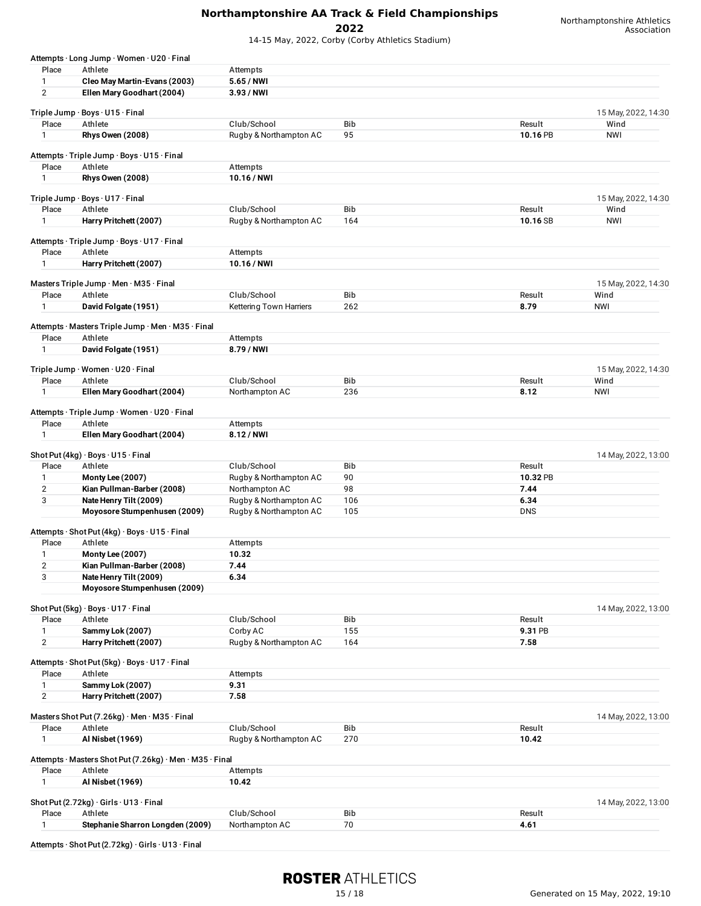# Northamptonshire AA Track & Field Championships 2022

14-15 May, 2022, Corby (Corby Athletics Stadium)

Northamptonshire Athletics Association

### Attempts · Long Jump · Women · U20 · Final

| Place | Athlete | Attempts |
|---|---|---|
| 1 | **Cleo May Martin-Evans (2003)** | **5.65 / NWI** |
| 2 | **Ellen Mary Goodhart (2004)** | **3.93 / NWI** |

### Triple Jump · Boys · U15 · Final

15 May, 2022, 14:30

| Place | Athlete | Club/School | Bib | Result | Wind |
|---|---|---|---|---|---|
| 1 | **Rhys Owen (2008)** | Rugby & Northampton AC | 95 | **10.16** PB | NWI |

### Attempts · Triple Jump · Boys · U15 · Final

| Place | Athlete | Attempts |
|---|---|---|
| 1 | **Rhys Owen (2008)** | **10.16 / NWI** |

### Triple Jump · Boys · U17 · Final

15 May, 2022, 14:30

| Place | Athlete | Club/School | Bib | Result | Wind |
|---|---|---|---|---|---|
| 1 | **Harry Pritchett (2007)** | Rugby & Northampton AC | 164 | **10.16** SB | NWI |

### Attempts · Triple Jump · Boys · U17 · Final

| Place | Athlete | Attempts |
|---|---|---|
| 1 | **Harry Pritchett (2007)** | **10.16 / NWI** |

### Masters Triple Jump · Men · M35 · Final

15 May, 2022, 14:30

| Place | Athlete | Club/School | Bib | Result | Wind |
|---|---|---|---|---|---|
| 1 | **David Folgate (1951)** | Kettering Town Harriers | 262 | **8.79** | NWI |

### Attempts · Masters Triple Jump · Men · M35 · Final

| Place | Athlete | Attempts |
|---|---|---|
| 1 | **David Folgate (1951)** | **8.79 / NWI** |

### Triple Jump · Women · U20 · Final

15 May, 2022, 14:30

| Place | Athlete | Club/School | Bib | Result | Wind |
|---|---|---|---|---|---|
| 1 | **Ellen Mary Goodhart (2004)** | Northampton AC | 236 | **8.12** | NWI |

### Attempts · Triple Jump · Women · U20 · Final

| Place | Athlete | Attempts |
|---|---|---|
| 1 | **Ellen Mary Goodhart (2004)** | **8.12 / NWI** |

### Shot Put (4kg) · Boys · U15 · Final

14 May, 2022, 13:00

| Place | Athlete | Club/School | Bib | Result |
|---|---|---|---|---|
| 1 | **Monty Lee (2007)** | Rugby & Northampton AC | 90 | **10.32** PB |
| 2 | **Kian Pullman-Barber (2008)** | Northampton AC | 98 | **7.44** |
| 3 | **Nate Henry Tilt (2009)** | Rugby & Northampton AC | 106 | **6.34** |
| | **Moyosore Stumpenhusen (2009)** | Rugby & Northampton AC | 105 | DNS |

### Attempts · Shot Put (4kg) · Boys · U15 · Final

| Place | Athlete | Attempts |
|---|---|---|
| 1 | **Monty Lee (2007)** | **10.32** |
| 2 | **Kian Pullman-Barber (2008)** | **7.44** |
| 3 | **Nate Henry Tilt (2009)** | **6.34** |
| | **Moyosore Stumpenhusen (2009)** | |

### Shot Put (5kg) · Boys · U17 · Final

14 May, 2022, 13:00

| Place | Athlete | Club/School | Bib | Result |
|---|---|---|---|---|
| 1 | **Sammy Lok (2007)** | Corby AC | 155 | **9.31** PB |
| 2 | **Harry Pritchett (2007)** | Rugby & Northampton AC | 164 | **7.58** |

### Attempts · Shot Put (5kg) · Boys · U17 · Final

| Place | Athlete | Attempts |
|---|---|---|
| 1 | **Sammy Lok (2007)** | **9.31** |
| 2 | **Harry Pritchett (2007)** | **7.58** |

### Masters Shot Put (7.26kg) · Men · M35 · Final

14 May, 2022, 13:00

| Place | Athlete | Club/School | Bib | Result |
|---|---|---|---|---|
| 1 | **Al Nisbet (1969)** | Rugby & Northampton AC | 270 | **10.42** |

### Attempts · Masters Shot Put (7.26kg) · Men · M35 · Final

| Place | Athlete | Attempts |
|---|---|---|
| 1 | **Al Nisbet (1969)** | **10.42** |

### Shot Put (2.72kg) · Girls · U13 · Final

14 May, 2022, 13:00

| Place | Athlete | Club/School | Bib | Result |
|---|---|---|---|---|
| 1 | **Stephanie Sharron Longden (2009)** | Northampton AC | 70 | **4.61** |

### Attempts · Shot Put (2.72kg) · Girls · U13 · Final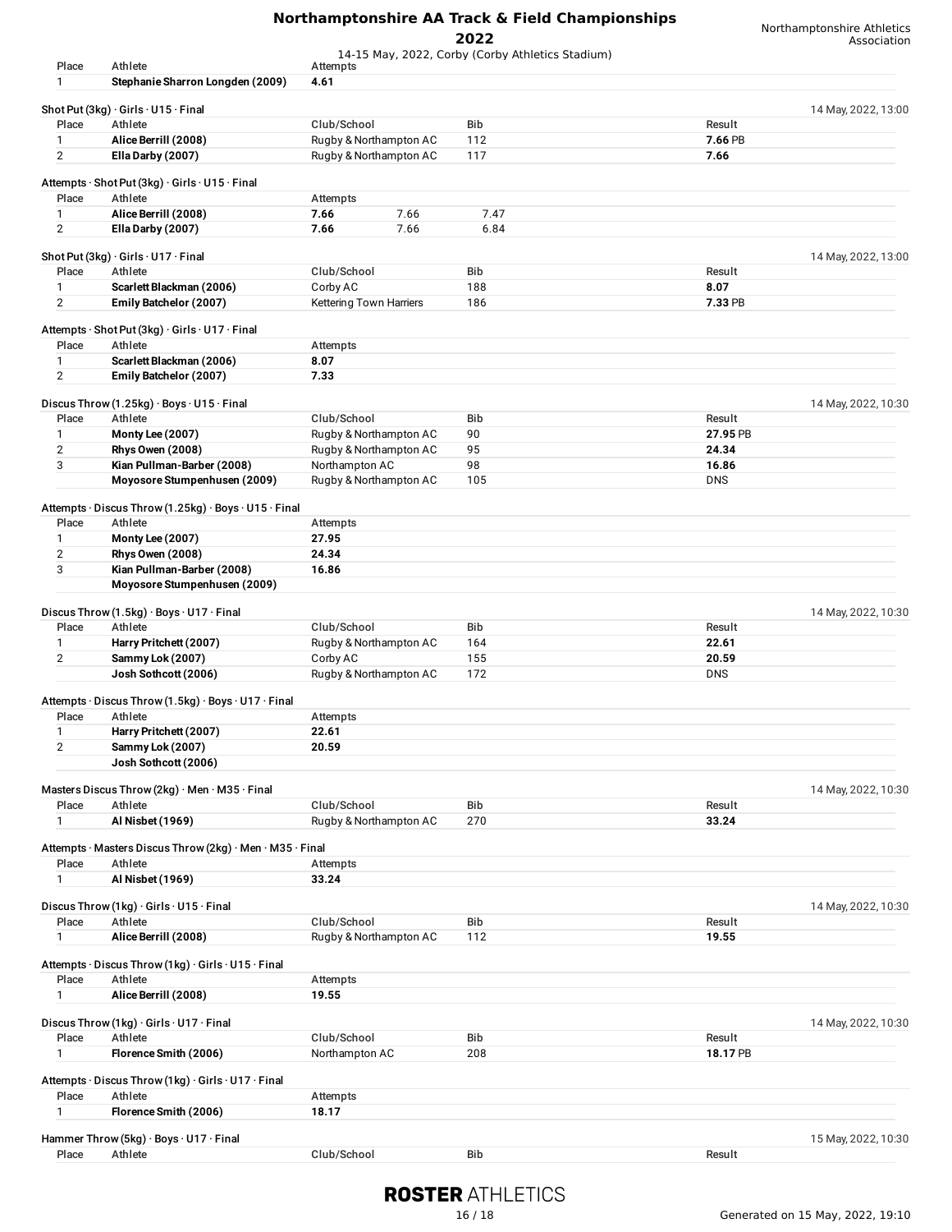| Place | Athlete | Attempts |
|---|---|---|
| 1 | **Stephanie Sharron Longden (2009)** | **4.61** |

### Shot Put (3kg) · Girls · U15 · Final

14 May, 2022, 13:00

| Place | Athlete | Club/School | Bib | Result |
|---|---|---|---|---|
| 1 | **Alice Berrill (2008)** | Rugby & Northampton AC | 112 | **7.66** PB |
| 2 | **Ella Darby (2007)** | Rugby & Northampton AC | 117 | **7.66** |

### Attempts · Shot Put (3kg) · Girls · U15 · Final

| Place | Athlete | Attempts | | |
|---|---|---|---|---|
| 1 | **Alice Berrill (2008)** | **7.66** | 7.66 | 7.47 |
| 2 | **Ella Darby (2007)** | **7.66** | 7.66 | 6.84 |

### Shot Put (3kg) · Girls · U17 · Final

14 May, 2022, 13:00

| Place | Athlete | Club/School | Bib | Result |
|---|---|---|---|---|
| 1 | **Scarlett Blackman (2006)** | Corby AC | 188 | **8.07** |
| 2 | **Emily Batchelor (2007)** | Kettering Town Harriers | 186 | **7.33** PB |

### Attempts · Shot Put (3kg) · Girls · U17 · Final

| Place | Athlete | Attempts |
|---|---|---|
| 1 | **Scarlett Blackman (2006)** | **8.07** |
| 2 | **Emily Batchelor (2007)** | **7.33** |

### Discus Throw (1.25kg) · Boys · U15 · Final

14 May, 2022, 10:30

| Place | Athlete | Club/School | Bib | Result |
|---|---|---|---|---|
| 1 | **Monty Lee (2007)** | Rugby & Northampton AC | 90 | **27.95** PB |
| 2 | **Rhys Owen (2008)** | Rugby & Northampton AC | 95 | **24.34** |
| 3 | **Kian Pullman-Barber (2008)** | Northampton AC | 98 | **16.86** |
| | **Moyosore Stumpenhusen (2009)** | Rugby & Northampton AC | 105 | DNS |

### Attempts · Discus Throw (1.25kg) · Boys · U15 · Final

| Place | Athlete | Attempts |
|---|---|---|
| 1 | **Monty Lee (2007)** | **27.95** |
| 2 | **Rhys Owen (2008)** | **24.34** |
| 3 | **Kian Pullman-Barber (2008)** | **16.86** |
| | **Moyosore Stumpenhusen (2009)** | |

### Discus Throw (1.5kg) · Boys · U17 · Final

14 May, 2022, 10:30

| Place | Athlete | Club/School | Bib | Result |
|---|---|---|---|---|
| 1 | **Harry Pritchett (2007)** | Rugby & Northampton AC | 164 | **22.61** |
| 2 | **Sammy Lok (2007)** | Corby AC | 155 | **20.59** |
| | **Josh Sothcott (2006)** | Rugby & Northampton AC | 172 | DNS |

### Attempts · Discus Throw (1.5kg) · Boys · U17 · Final

| Place | Athlete | Attempts |
|---|---|---|
| 1 | **Harry Pritchett (2007)** | **22.61** |
| 2 | **Sammy Lok (2007)** | **20.59** |
| | **Josh Sothcott (2006)** | |

### Masters Discus Throw (2kg) · Men · M35 · Final

14 May, 2022, 10:30

| Place | Athlete | Club/School | Bib | Result |
|---|---|---|---|---|
| 1 | **Al Nisbet (1969)** | Rugby & Northampton AC | 270 | **33.24** |

### Attempts · Masters Discus Throw (2kg) · Men · M35 · Final

| Place | Athlete | Attempts |
|---|---|---|
| 1 | **Al Nisbet (1969)** | **33.24** |

### Discus Throw (1kg) · Girls · U15 · Final

14 May, 2022, 10:30

| Place | Athlete | Club/School | Bib | Result |
|---|---|---|---|---|
| 1 | **Alice Berrill (2008)** | Rugby & Northampton AC | 112 | **19.55** |

### Attempts · Discus Throw (1kg) · Girls · U15 · Final

| Place | Athlete | Attempts |
|---|---|---|
| 1 | **Alice Berrill (2008)** | **19.55** |

### Discus Throw (1kg) · Girls · U17 · Final

14 May, 2022, 10:30

| Place | Athlete | Club/School | Bib | Result |
|---|---|---|---|---|
| 1 | **Florence Smith (2006)** | Northampton AC | 208 | **18.17** PB |

### Attempts · Discus Throw (1kg) · Girls · U17 · Final

| Place | Athlete | Attempts |
|---|---|---|
| 1 | **Florence Smith (2006)** | **18.17** |

### Hammer Throw (5kg) · Boys · U17 · Final

15 May, 2022, 10:30

| Place | Athlete | Club/School | Bib | Result |
|---|---|---|---|---|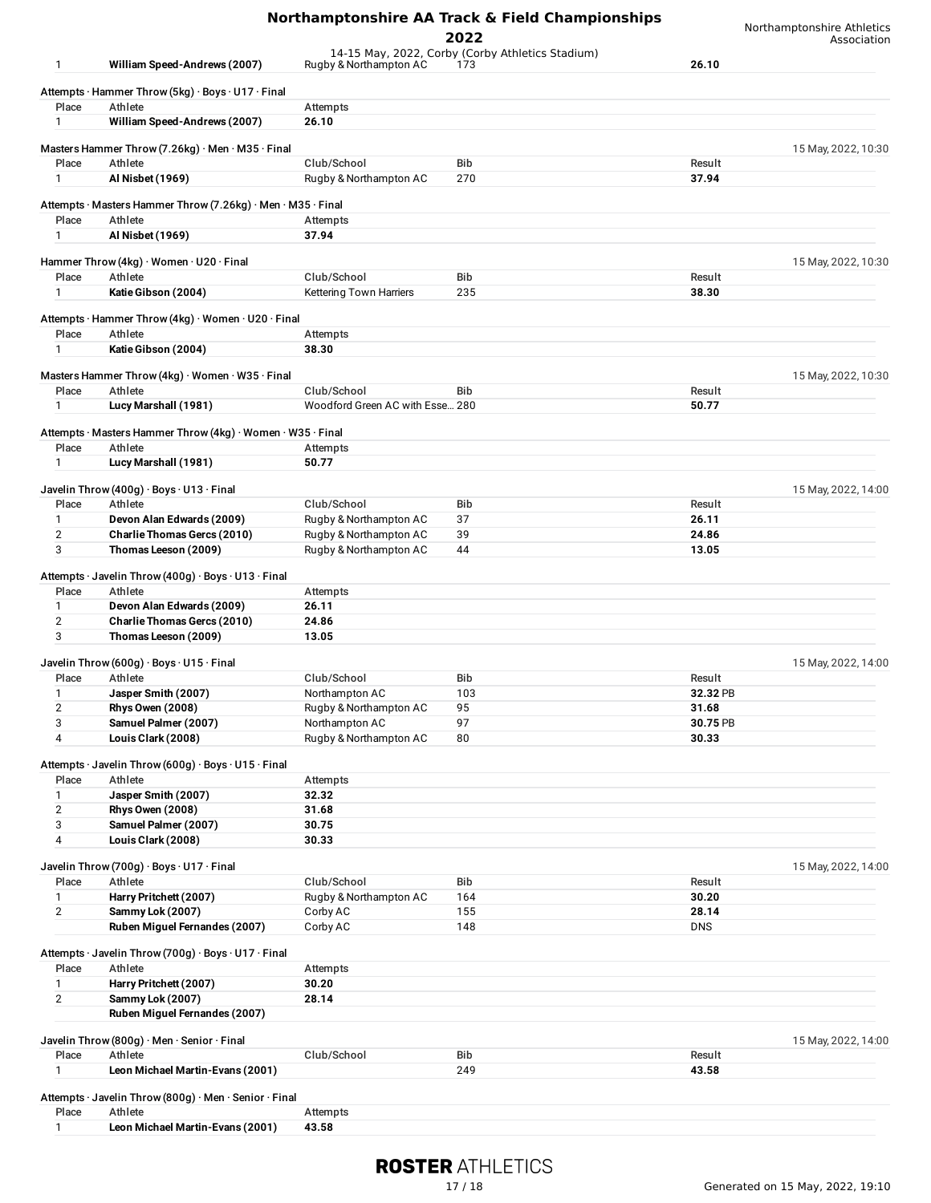| Place | Athlete | Club/School | Bib | Result |
|---|---|---|---|---|
| 1 | **William Speed-Andrews (2007)** | Rugby & Northampton AC | 173 | **26.10** |

Attempts · Hammer Throw (5kg) · Boys · U17 · Final

| Place | Athlete | Attempts |
|---|---|---|
| 1 | **William Speed-Andrews (2007)** | **26.10** |

Masters Hammer Throw (7.26kg) · Men · M35 · Final — 15 May, 2022, 10:30

| Place | Athlete | Club/School | Bib | Result |
|---|---|---|---|---|
| 1 | **Al Nisbet (1969)** | Rugby & Northampton AC | 270 | **37.94** |

Attempts · Masters Hammer Throw (7.26kg) · Men · M35 · Final

| Place | Athlete | Attempts |
|---|---|---|
| 1 | **Al Nisbet (1969)** | **37.94** |

Hammer Throw (4kg) · Women · U20 · Final — 15 May, 2022, 10:30

| Place | Athlete | Club/School | Bib | Result |
|---|---|---|---|---|
| 1 | **Katie Gibson (2004)** | Kettering Town Harriers | 235 | **38.30** |

Attempts · Hammer Throw (4kg) · Women · U20 · Final

| Place | Athlete | Attempts |
|---|---|---|
| 1 | **Katie Gibson (2004)** | **38.30** |

Masters Hammer Throw (4kg) · Women · W35 · Final — 15 May, 2022, 10:30

| Place | Athlete | Club/School | Bib | Result |
|---|---|---|---|---|
| 1 | **Lucy Marshall (1981)** | Woodford Green AC with Esse... | 280 | **50.77** |

Attempts · Masters Hammer Throw (4kg) · Women · W35 · Final

| Place | Athlete | Attempts |
|---|---|---|
| 1 | **Lucy Marshall (1981)** | **50.77** |

Javelin Throw (400g) · Boys · U13 · Final — 15 May, 2022, 14:00

| Place | Athlete | Club/School | Bib | Result |
|---|---|---|---|---|
| 1 | **Devon Alan Edwards (2009)** | Rugby & Northampton AC | 37 | **26.11** |
| 2 | **Charlie Thomas Gercs (2010)** | Rugby & Northampton AC | 39 | **24.86** |
| 3 | **Thomas Leeson (2009)** | Rugby & Northampton AC | 44 | **13.05** |

Attempts · Javelin Throw (400g) · Boys · U13 · Final

| Place | Athlete | Attempts |
|---|---|---|
| 1 | **Devon Alan Edwards (2009)** | **26.11** |
| 2 | **Charlie Thomas Gercs (2010)** | **24.86** |
| 3 | **Thomas Leeson (2009)** | **13.05** |

Javelin Throw (600g) · Boys · U15 · Final — 15 May, 2022, 14:00

| Place | Athlete | Club/School | Bib | Result |
|---|---|---|---|---|
| 1 | **Jasper Smith (2007)** | Northampton AC | 103 | **32.32** PB |
| 2 | **Rhys Owen (2008)** | Rugby & Northampton AC | 95 | **31.68** |
| 3 | **Samuel Palmer (2007)** | Northampton AC | 97 | **30.75** PB |
| 4 | **Louis Clark (2008)** | Rugby & Northampton AC | 80 | **30.33** |

Attempts · Javelin Throw (600g) · Boys · U15 · Final

| Place | Athlete | Attempts |
|---|---|---|
| 1 | **Jasper Smith (2007)** | **32.32** |
| 2 | **Rhys Owen (2008)** | **31.68** |
| 3 | **Samuel Palmer (2007)** | **30.75** |
| 4 | **Louis Clark (2008)** | **30.33** |

Javelin Throw (700g) · Boys · U17 · Final — 15 May, 2022, 14:00

| Place | Athlete | Club/School | Bib | Result |
|---|---|---|---|---|
| 1 | **Harry Pritchett (2007)** | Rugby & Northampton AC | 164 | **30.20** |
| 2 | **Sammy Lok (2007)** | Corby AC | 155 | **28.14** |
| | **Ruben Miguel Fernandes (2007)** | Corby AC | 148 | DNS |

Attempts · Javelin Throw (700g) · Boys · U17 · Final

| Place | Athlete | Attempts |
|---|---|---|
| 1 | **Harry Pritchett (2007)** | **30.20** |
| 2 | **Sammy Lok (2007)** | **28.14** |
| | **Ruben Miguel Fernandes (2007)** | |

Javelin Throw (800g) · Men · Senior · Final — 15 May, 2022, 14:00

| Place | Athlete | Club/School | Bib | Result |
|---|---|---|---|---|
| 1 | **Leon Michael Martin-Evans (2001)** | | 249 | **43.58** |

Attempts · Javelin Throw (800g) · Men · Senior · Final

| Place | Athlete | Attempts |
|---|---|---|
| 1 | **Leon Michael Martin-Evans (2001)** | **43.58** |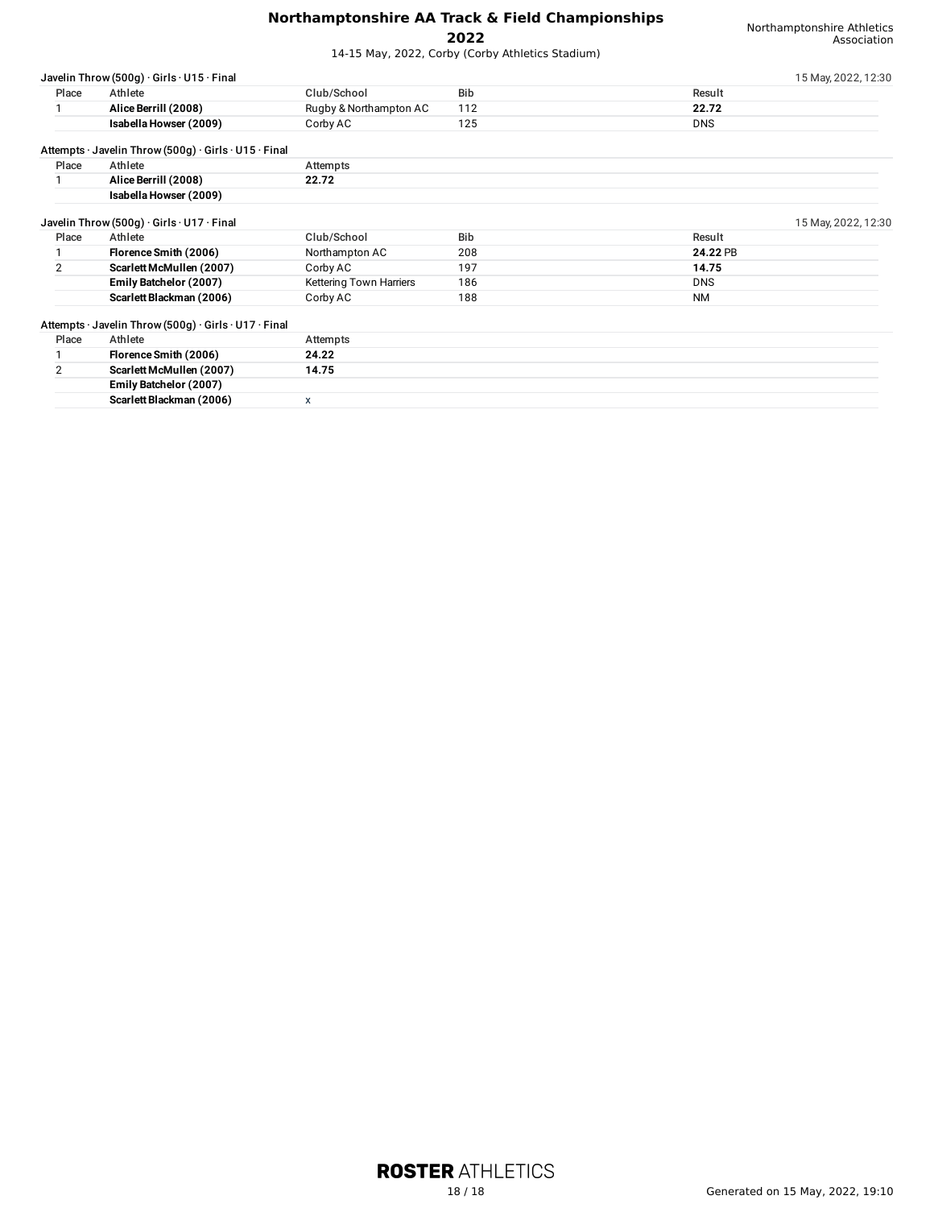### Javelin Throw (500g) · Girls · U15 · Final

15 May, 2022, 12:30

| Place | Athlete | Club/School | Bib | Result |
| --- | --- | --- | --- | --- |
| 1 | **Alice Berrill (2008)** | Rugby & Northampton AC | 112 | **22.72** |
| | **Isabella Howser (2009)** | Corby AC | 125 | DNS |

### Attempts · Javelin Throw (500g) · Girls · U15 · Final

| Place | Athlete | Attempts |
| --- | --- | --- |
| 1 | **Alice Berrill (2008)** | **22.72** |
| | **Isabella Howser (2009)** | |

### Javelin Throw (500g) · Girls · U17 · Final

15 May, 2022, 12:30

| Place | Athlete | Club/School | Bib | Result |
| --- | --- | --- | --- | --- |
| 1 | **Florence Smith (2006)** | Northampton AC | 208 | **24.22** PB |
| 2 | **Scarlett McMullen (2007)** | Corby AC | 197 | **14.75** |
| | **Emily Batchelor (2007)** | Kettering Town Harriers | 186 | DNS |
| | **Scarlett Blackman (2006)** | Corby AC | 188 | NM |

### Attempts · Javelin Throw (500g) · Girls · U17 · Final

| Place | Athlete | Attempts |
| --- | --- | --- |
| 1 | **Florence Smith (2006)** | **24.22** |
| 2 | **Scarlett McMullen (2007)** | **14.75** |
| | **Emily Batchelor (2007)** | |
| | **Scarlett Blackman (2006)** | x |